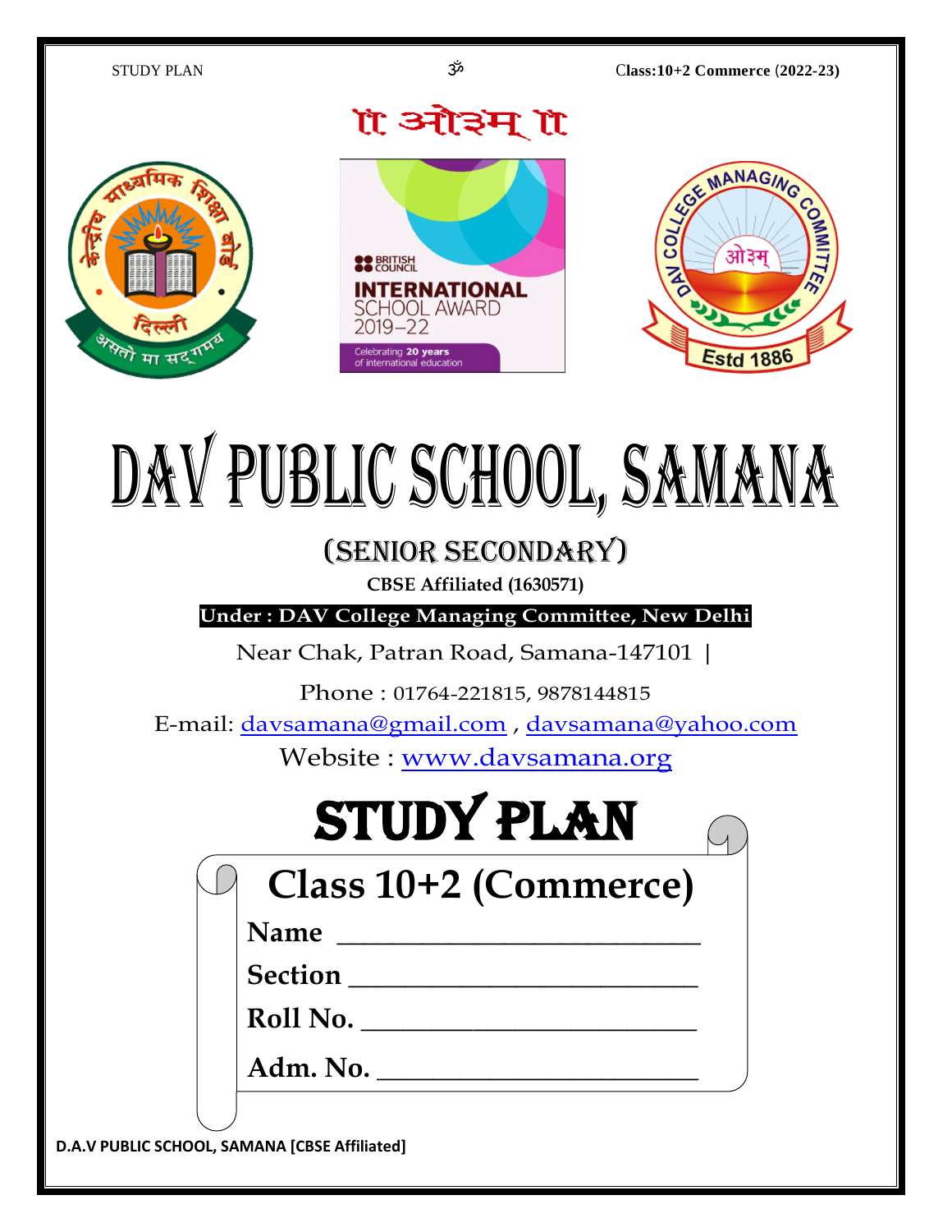॥ ओ३म् ॥

# DAV PUBLIC SCHOOL, SAMANA

## (SENIOR SECONDARY)

**CBSE Affiliated (1630571)**

**Under : DAV College Managing Committee, New Delhi**

Near Chak, Patran Road, Samana-147101 |

Phone : 01764-221815, 9878144815

E-mail: davsamana@gmail.com , davsamana@yahoo.com

Website : www.davsamana.org

# STUDY PLAN

## Class 10+2 (Commerce)

**Name** ______________________

**Section** ______________________

**Roll No.** ______________________

**Adm. No.** ______________________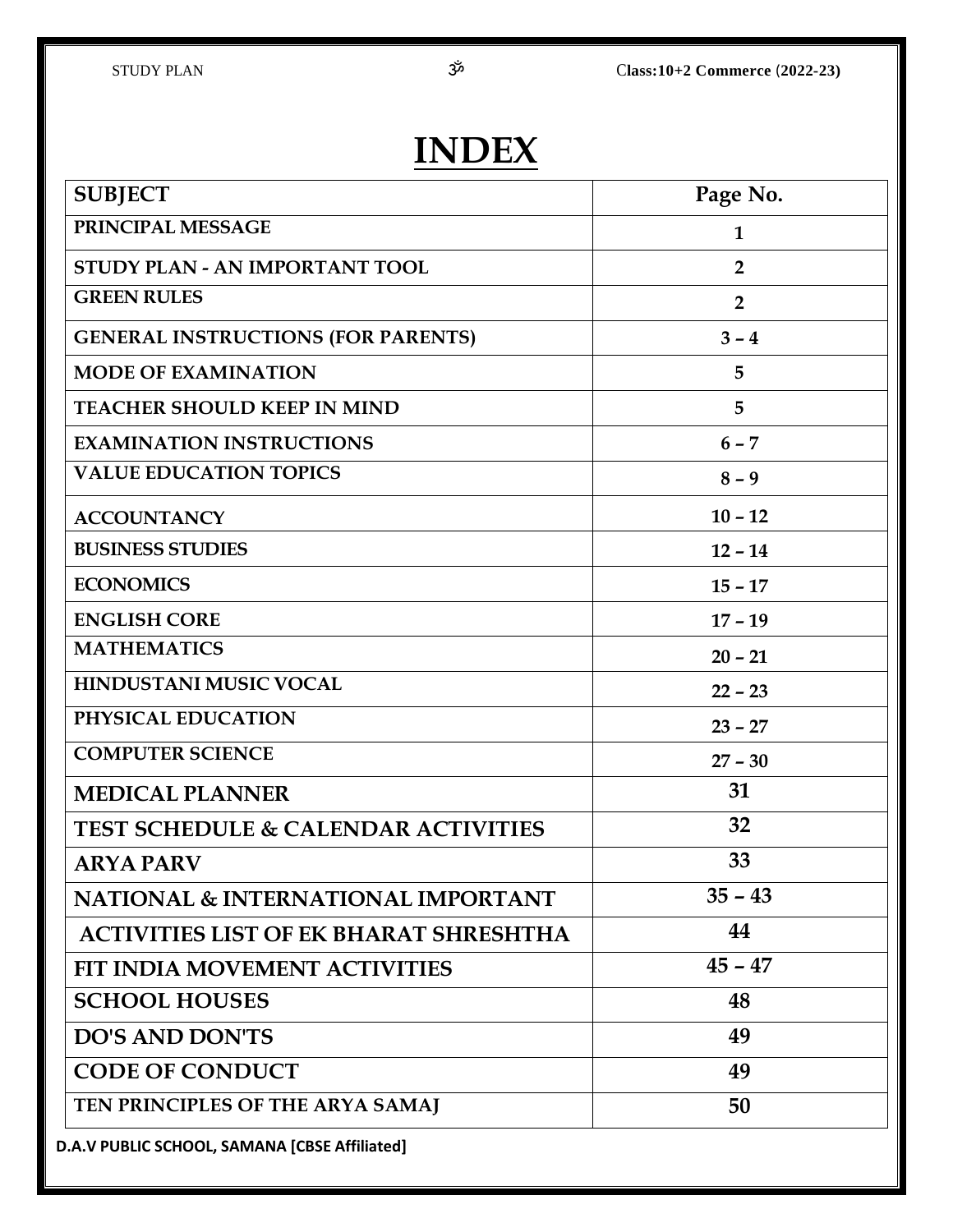# INDEX

| SUBJECT | Page No. |
|---|---|
| PRINCIPAL MESSAGE | 1 |
| STUDY PLAN - AN IMPORTANT TOOL | 2 |
| GREEN RULES | 2 |
| GENERAL INSTRUCTIONS (FOR PARENTS) | 3 – 4 |
| MODE OF EXAMINATION | 5 |
| TEACHER SHOULD KEEP IN MIND | 5 |
| EXAMINATION INSTRUCTIONS | 6 – 7 |
| VALUE EDUCATION TOPICS | 8 – 9 |
| ACCOUNTANCY | 10 – 12 |
| BUSINESS STUDIES | 12 – 14 |
| ECONOMICS | 15 – 17 |
| ENGLISH CORE | 17 – 19 |
| MATHEMATICS | 20 – 21 |
| HINDUSTANI MUSIC VOCAL | 22 – 23 |
| PHYSICAL EDUCATION | 23 – 27 |
| COMPUTER SCIENCE | 27 – 30 |
| MEDICAL PLANNER | 31 |
| TEST SCHEDULE & CALENDAR ACTIVITIES | 32 |
| ARYA PARV | 33 |
| NATIONAL & INTERNATIONAL IMPORTANT | 35 – 43 |
| ACTIVITIES LIST OF EK BHARAT SHRESHTHA | 44 |
| FIT INDIA MOVEMENT ACTIVITIES | 45 – 47 |
| SCHOOL HOUSES | 48 |
| DO'S AND DON'TS | 49 |
| CODE OF CONDUCT | 49 |
| TEN PRINCIPLES OF THE ARYA SAMAJ | 50 |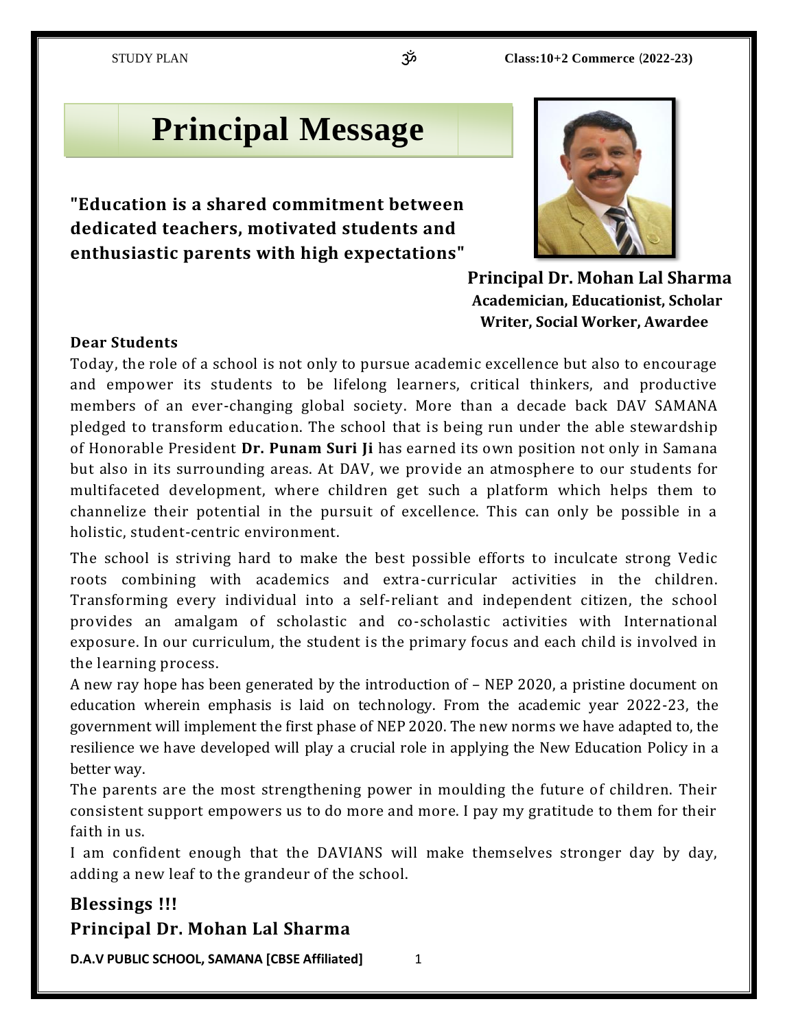# Principal Message

**"Education is a shared commitment between dedicated teachers, motivated students and enthusiastic parents with high expectations"**

**Principal Dr. Mohan Lal Sharma**
**Academician, Educationist, Scholar Writer, Social Worker, Awardee**

**Dear Students**

Today, the role of a school is not only to pursue academic excellence but also to encourage and empower its students to be lifelong learners, critical thinkers, and productive members of an ever-changing global society. More than a decade back DAV SAMANA pledged to transform education. The school that is being run under the able stewardship of Honorable President **Dr. Punam Suri Ji** has earned its own position not only in Samana but also in its surrounding areas. At DAV, we provide an atmosphere to our students for multifaceted development, where children get such a platform which helps them to channelize their potential in the pursuit of excellence. This can only be possible in a holistic, student-centric environment.

The school is striving hard to make the best possible efforts to inculcate strong Vedic roots combining with academics and extra-curricular activities in the children. Transforming every individual into a self-reliant and independent citizen, the school provides an amalgam of scholastic and co-scholastic activities with International exposure. In our curriculum, the student is the primary focus and each child is involved in the learning process.

A new ray hope has been generated by the introduction of – NEP 2020, a pristine document on education wherein emphasis is laid on technology. From the academic year 2022-23, the government will implement the first phase of NEP 2020. The new norms we have adapted to, the resilience we have developed will play a crucial role in applying the New Education Policy in a better way.

The parents are the most strengthening power in moulding the future of children. Their consistent support empowers us to do more and more. I pay my gratitude to them for their faith in us.

I am confident enough that the DAVIANS will make themselves stronger day by day, adding a new leaf to the grandeur of the school.

**Blessings !!!**
**Principal Dr. Mohan Lal Sharma**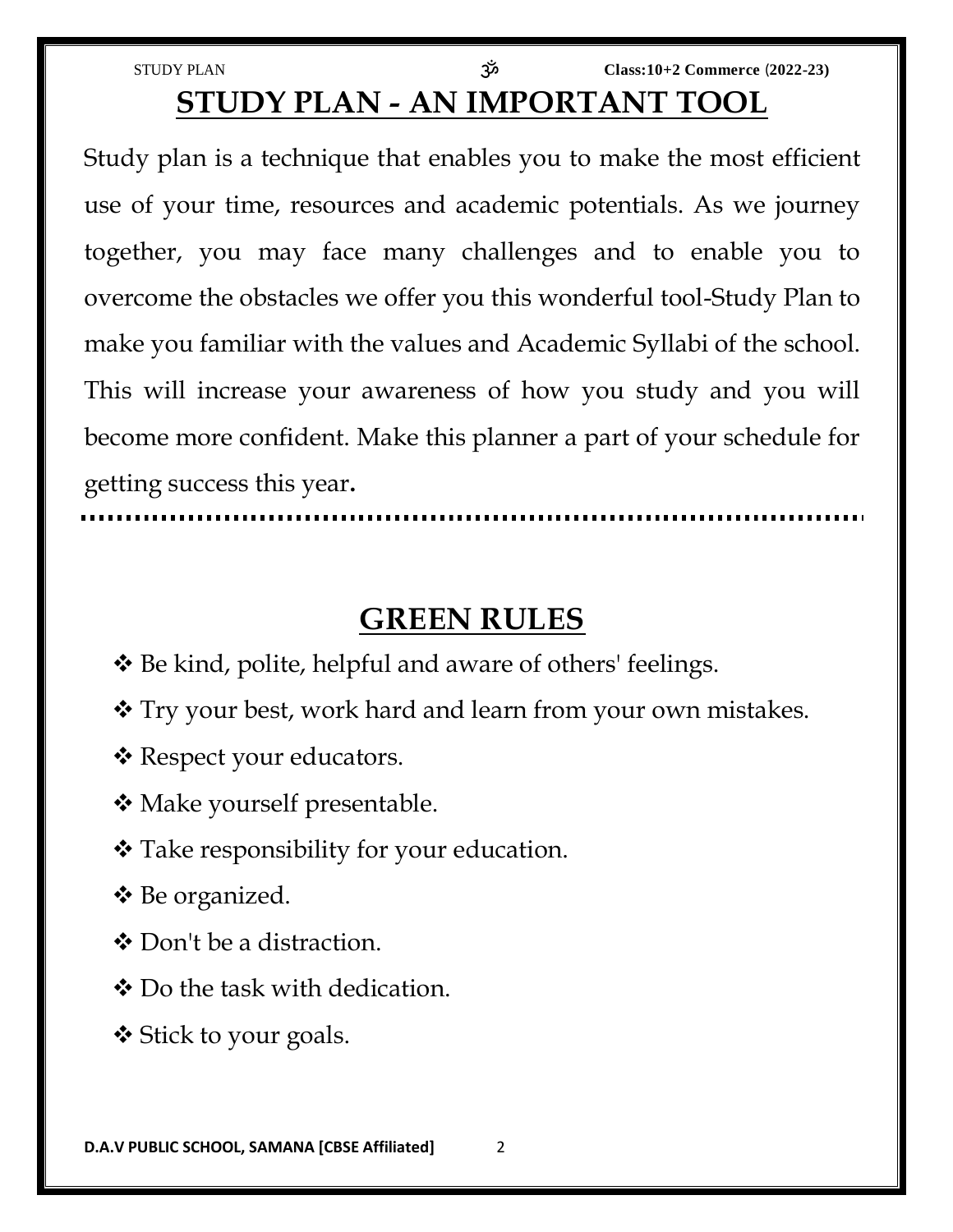# STUDY PLAN - AN IMPORTANT TOOL

Study plan is a technique that enables you to make the most efficient use of your time, resources and academic potentials. As we journey together, you may face many challenges and to enable you to overcome the obstacles we offer you this wonderful tool-Study Plan to make you familiar with the values and Academic Syllabi of the school. This will increase your awareness of how you study and you will become more confident. Make this planner a part of your schedule for getting success this year**.**

# GREEN RULES

- Be kind, polite, helpful and aware of others' feelings.
- Try your best, work hard and learn from your own mistakes.
- Respect your educators.
- Make yourself presentable.
- Take responsibility for your education.
- Be organized.
- Don't be a distraction.
- Do the task with dedication.
- Stick to your goals.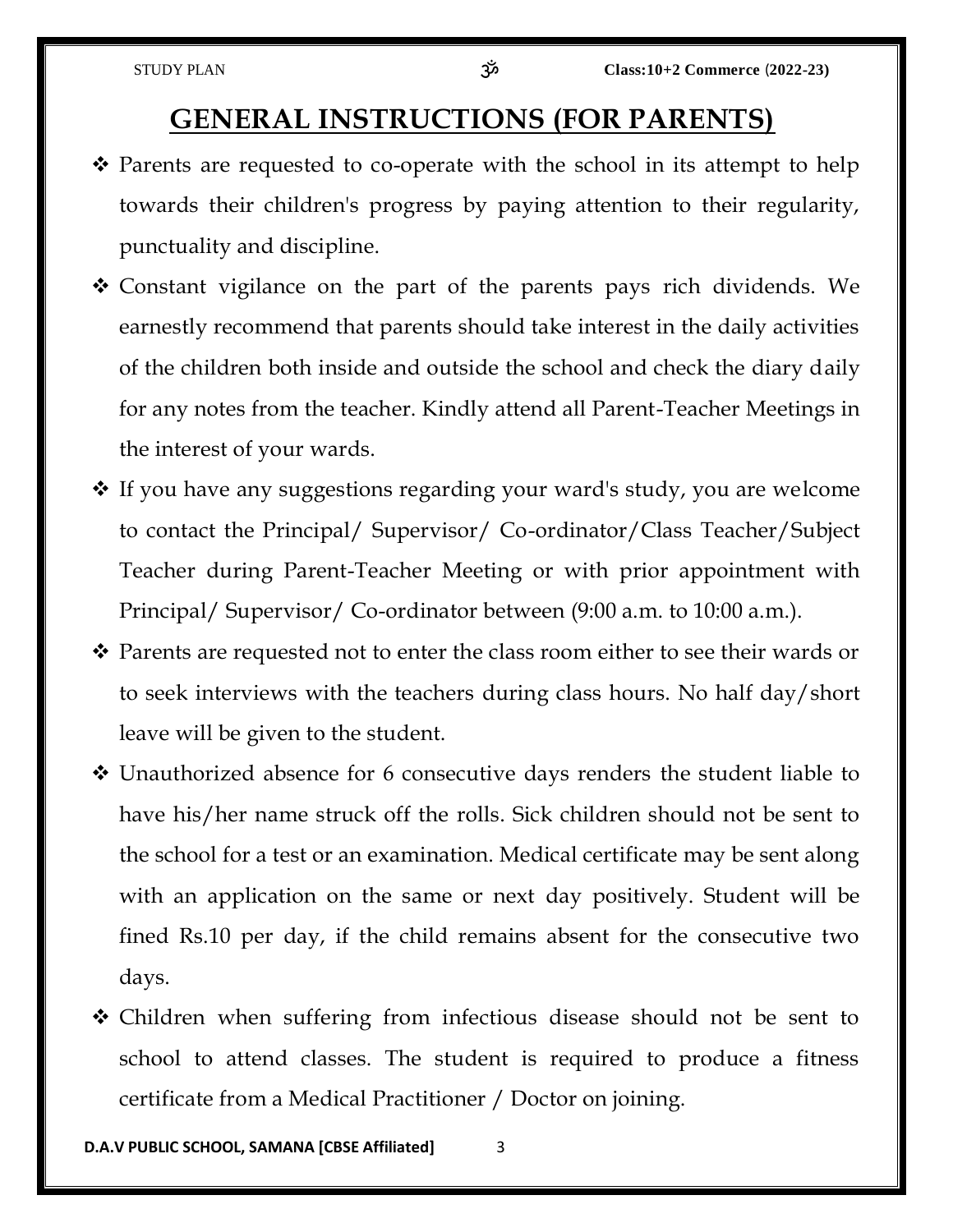# GENERAL INSTRUCTIONS (FOR PARENTS)

- Parents are requested to co-operate with the school in its attempt to help towards their children's progress by paying attention to their regularity, punctuality and discipline.
- Constant vigilance on the part of the parents pays rich dividends. We earnestly recommend that parents should take interest in the daily activities of the children both inside and outside the school and check the diary daily for any notes from the teacher. Kindly attend all Parent-Teacher Meetings in the interest of your wards.
- If you have any suggestions regarding your ward's study, you are welcome to contact the Principal/ Supervisor/ Co-ordinator/Class Teacher/Subject Teacher during Parent-Teacher Meeting or with prior appointment with Principal/ Supervisor/ Co-ordinator between (9:00 a.m. to 10:00 a.m.).
- Parents are requested not to enter the class room either to see their wards or to seek interviews with the teachers during class hours. No half day/short leave will be given to the student.
- Unauthorized absence for 6 consecutive days renders the student liable to have his/her name struck off the rolls. Sick children should not be sent to the school for a test or an examination. Medical certificate may be sent along with an application on the same or next day positively. Student will be fined Rs.10 per day, if the child remains absent for the consecutive two days.
- Children when suffering from infectious disease should not be sent to school to attend classes. The student is required to produce a fitness certificate from a Medical Practitioner / Doctor on joining.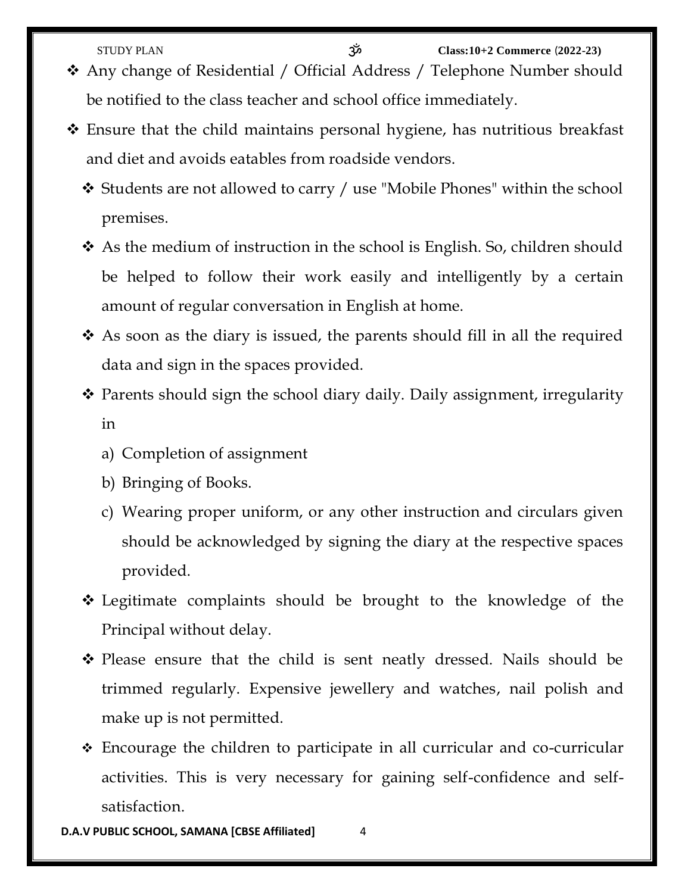- ❖ Any change of Residential / Official Address / Telephone Number should be notified to the class teacher and school office immediately.
- ❖ Ensure that the child maintains personal hygiene, has nutritious breakfast and diet and avoids eatables from roadside vendors.
  - ❖ Students are not allowed to carry / use "Mobile Phones" within the school premises.
  - ❖ As the medium of instruction in the school is English. So, children should be helped to follow their work easily and intelligently by a certain amount of regular conversation in English at home.
  - ❖ As soon as the diary is issued, the parents should fill in all the required data and sign in the spaces provided.
  - ❖ Parents should sign the school diary daily. Daily assignment, irregularity in
    - a) Completion of assignment
    - b) Bringing of Books.
    - c) Wearing proper uniform, or any other instruction and circulars given should be acknowledged by signing the diary at the respective spaces provided.
  - ❖ Legitimate complaints should be brought to the knowledge of the Principal without delay.
  - ❖ Please ensure that the child is sent neatly dressed. Nails should be trimmed regularly. Expensive jewellery and watches, nail polish and make up is not permitted.
  - ❖ Encourage the children to participate in all curricular and co-curricular activities. This is very necessary for gaining self-confidence and self-satisfaction.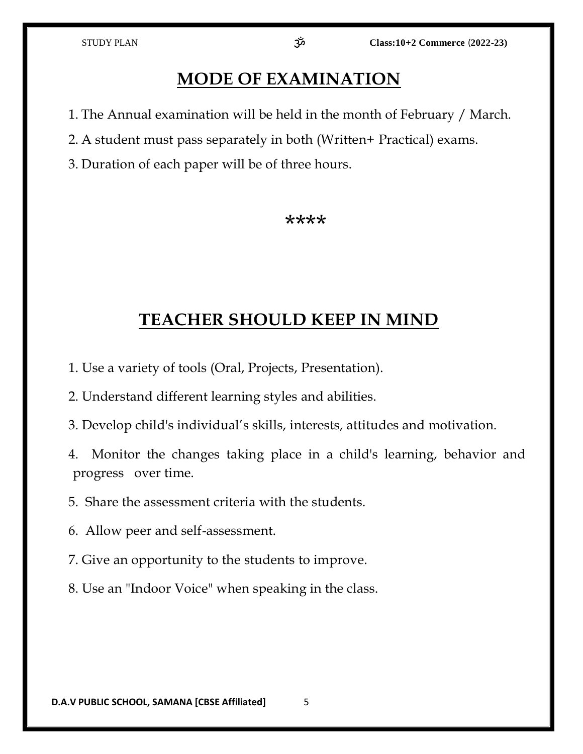# MODE OF EXAMINATION

1. The Annual examination will be held in the month of February / March.
2. A student must pass separately in both (Written+ Practical) exams.
3. Duration of each paper will be of three hours.

****

# TEACHER SHOULD KEEP IN MIND

1. Use a variety of tools (Oral, Projects, Presentation).
2. Understand different learning styles and abilities.
3. Develop child's individual's skills, interests, attitudes and motivation.
4. Monitor the changes taking place in a child's learning, behavior and progress over time.
5. Share the assessment criteria with the students.
6. Allow peer and self-assessment.
7. Give an opportunity to the students to improve.
8. Use an "Indoor Voice" when speaking in the class.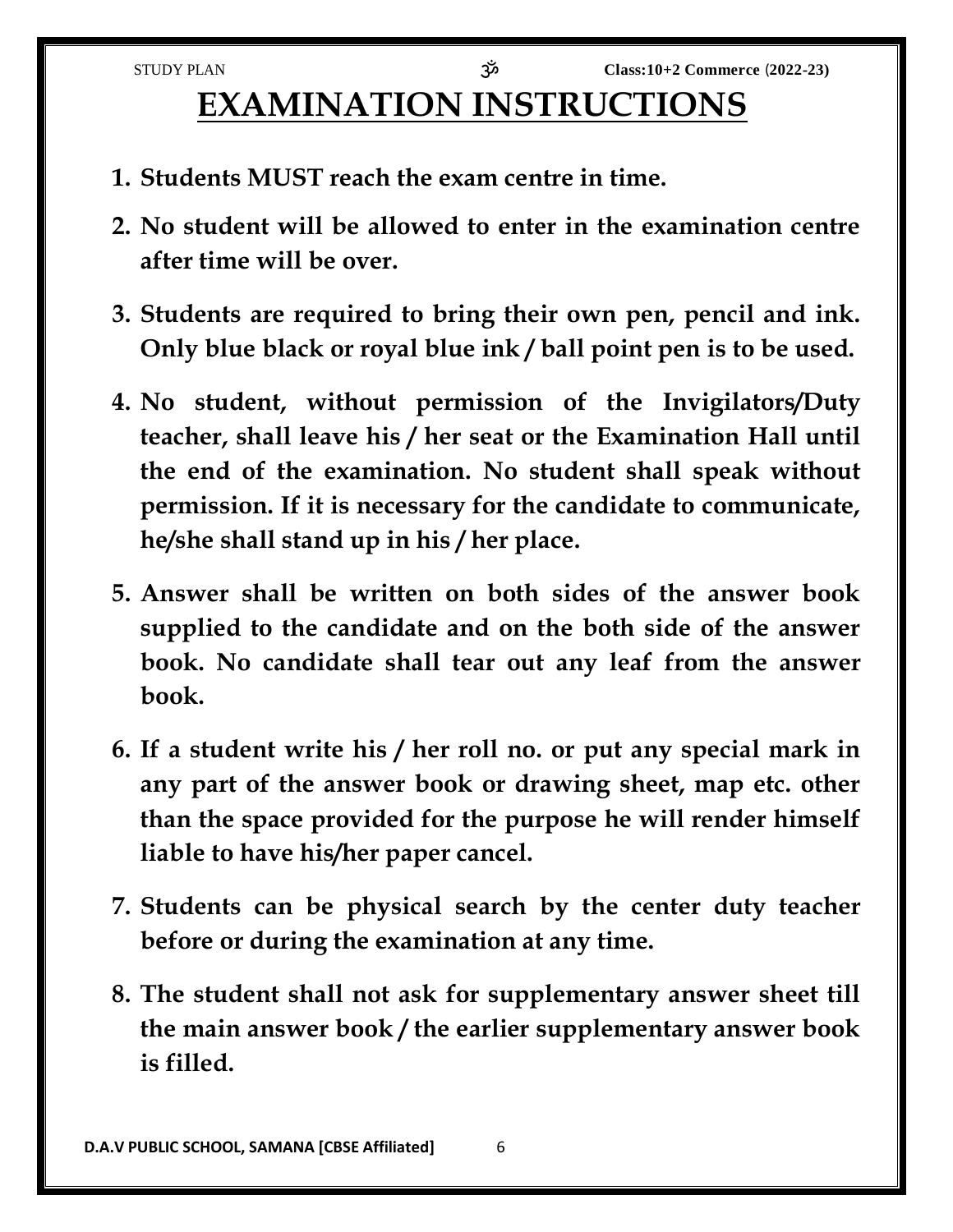# EXAMINATION INSTRUCTIONS

1. **Students MUST reach the exam centre in time.**
2. **No student will be allowed to enter in the examination centre after time will be over.**
3. **Students are required to bring their own pen, pencil and ink. Only blue black or royal blue ink / ball point pen is to be used.**
4. **No student, without permission of the Invigilators/Duty teacher, shall leave his / her seat or the Examination Hall until the end of the examination. No student shall speak without permission. If it is necessary for the candidate to communicate, he/she shall stand up in his / her place.**
5. **Answer shall be written on both sides of the answer book supplied to the candidate and on the both side of the answer book. No candidate shall tear out any leaf from the answer book.**
6. **If a student write his / her roll no. or put any special mark in any part of the answer book or drawing sheet, map etc. other than the space provided for the purpose he will render himself liable to have his/her paper cancel.**
7. **Students can be physical search by the center duty teacher before or during the examination at any time.**
8. **The student shall not ask for supplementary answer sheet till the main answer book / the earlier supplementary answer book is filled.**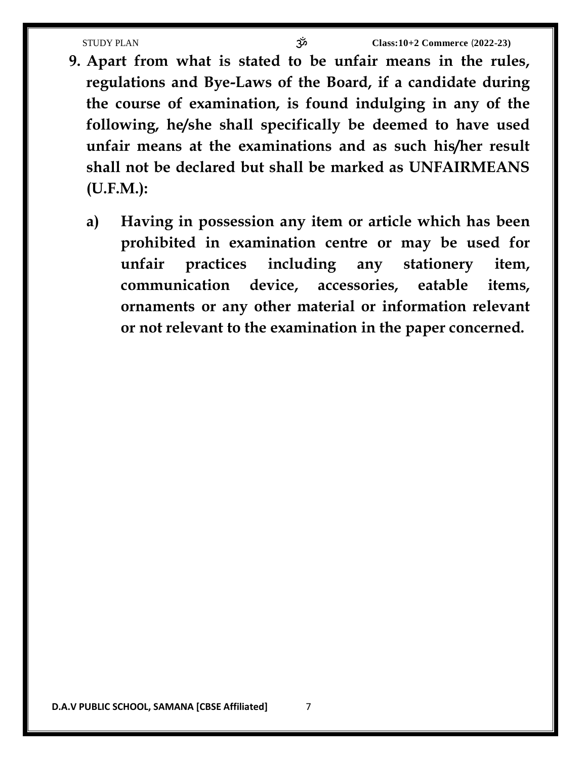**9. Apart from what is stated to be unfair means in the rules, regulations and Bye-Laws of the Board, if a candidate during the course of examination, is found indulging in any of the following, he/she shall specifically be deemed to have used unfair means at the examinations and as such his/her result shall not be declared but shall be marked as UNFAIRMEANS (U.F.M.):**

**a) Having in possession any item or article which has been prohibited in examination centre or may be used for unfair practices including any stationery item, communication device, accessories, eatable items, ornaments or any other material or information relevant or not relevant to the examination in the paper concerned.**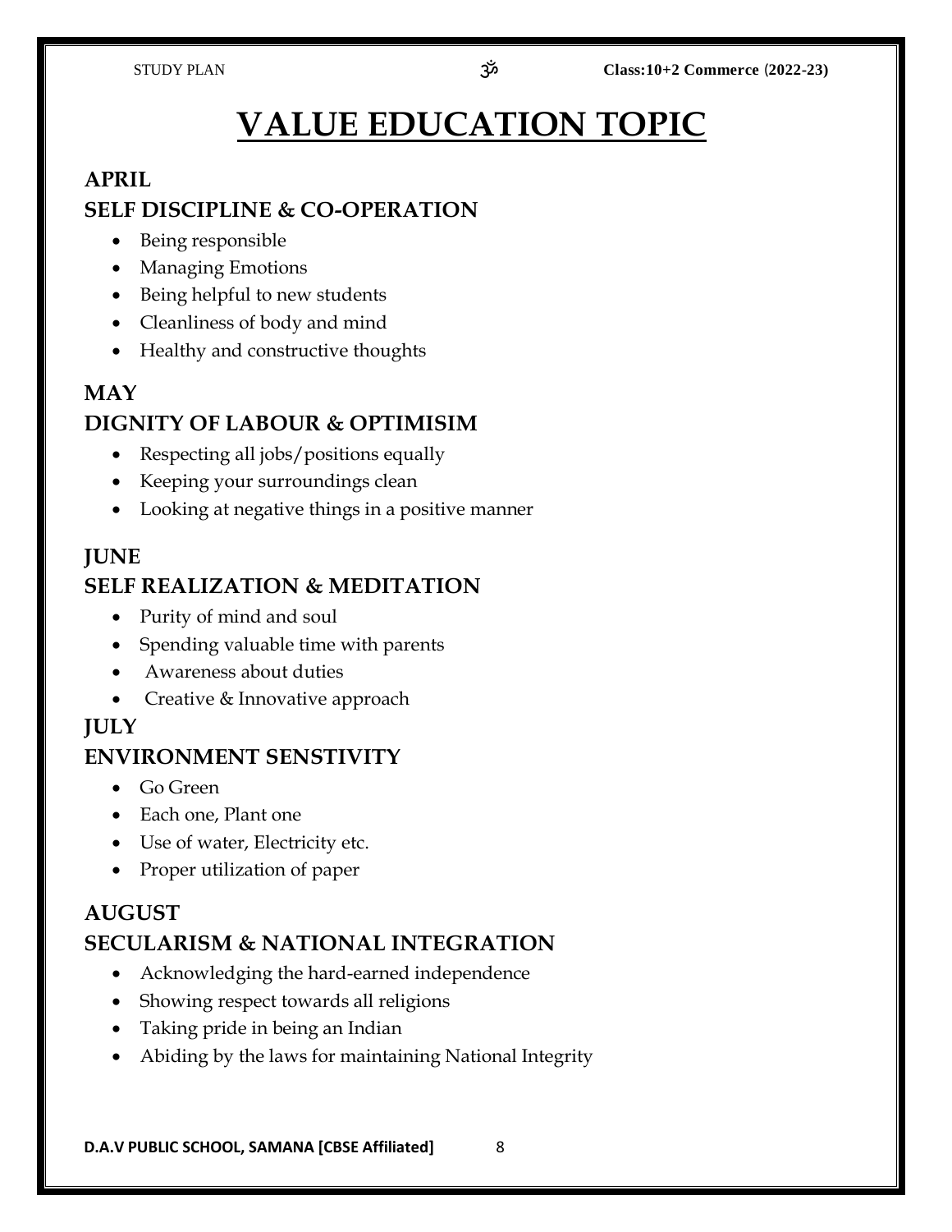# VALUE EDUCATION TOPIC

## APRIL
## SELF DISCIPLINE & CO-OPERATION

- Being responsible
- Managing Emotions
- Being helpful to new students
- Cleanliness of body and mind
- Healthy and constructive thoughts

## MAY
## DIGNITY OF LABOUR & OPTIMISIM

- Respecting all jobs/positions equally
- Keeping your surroundings clean
- Looking at negative things in a positive manner

## JUNE
## SELF REALIZATION & MEDITATION

- Purity of mind and soul
- Spending valuable time with parents
- Awareness about duties
- Creative & Innovative approach

## JULY
## ENVIRONMENT SENSTIVITY

- Go Green
- Each one, Plant one
- Use of water, Electricity etc.
- Proper utilization of paper

## AUGUST
## SECULARISM & NATIONAL INTEGRATION

- Acknowledging the hard-earned independence
- Showing respect towards all religions
- Taking pride in being an Indian
- Abiding by the laws for maintaining National Integrity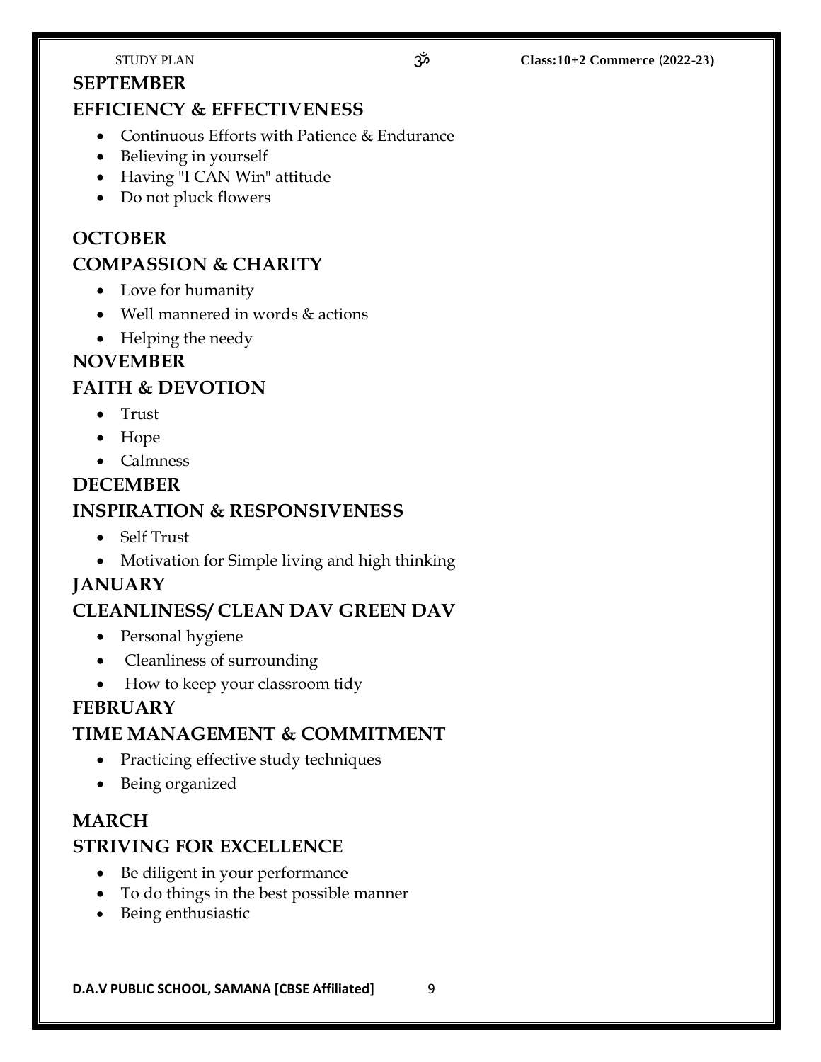## SEPTEMBER

## EFFICIENCY & EFFECTIVENESS

- Continuous Efforts with Patience & Endurance
- Believing in yourself
- Having "I CAN Win" attitude
- Do not pluck flowers

## OCTOBER

## COMPASSION & CHARITY

- Love for humanity
- Well mannered in words & actions
- Helping the needy

## NOVEMBER

## FAITH & DEVOTION

- Trust
- Hope
- Calmness

## DECEMBER

## INSPIRATION & RESPONSIVENESS

- Self Trust
- Motivation for Simple living and high thinking

## JANUARY

## CLEANLINESS/ CLEAN DAV GREEN DAV

- Personal hygiene
- Cleanliness of surrounding
- How to keep your classroom tidy

## FEBRUARY

## TIME MANAGEMENT & COMMITMENT

- Practicing effective study techniques
- Being organized

## MARCH

## STRIVING FOR EXCELLENCE

- Be diligent in your performance
- To do things in the best possible manner
- Being enthusiastic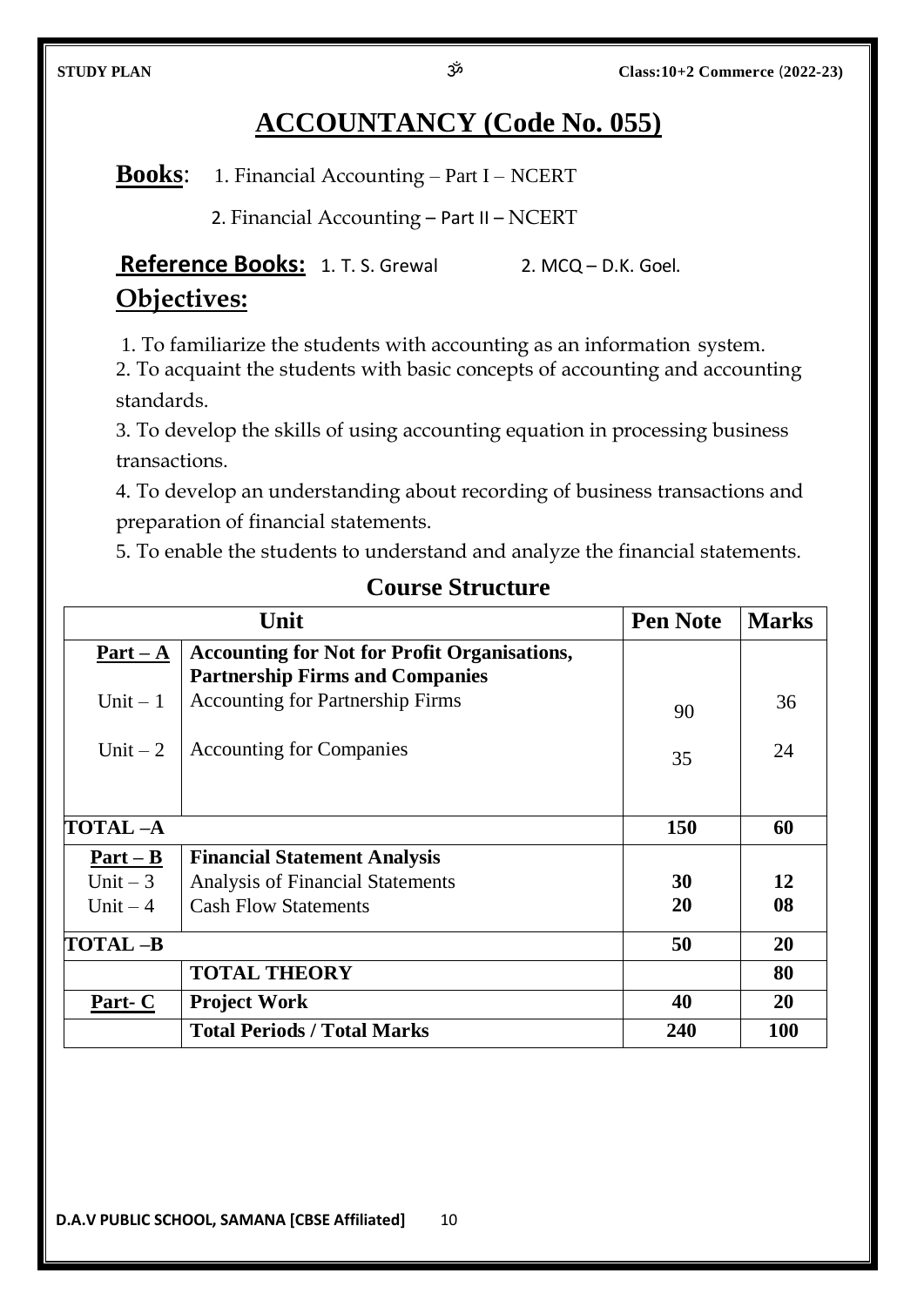# ACCOUNTANCY (Code No. 055)

**Books**: 1. Financial Accounting – Part I – NCERT

2. Financial Accounting – Part II – NCERT

**Reference Books:** 1. T. S. Grewal 2. MCQ – D.K. Goel.

## Objectives:

1. To familiarize the students with accounting as an information system.
2. To acquaint the students with basic concepts of accounting and accounting standards.
3. To develop the skills of using accounting equation in processing business transactions.
4. To develop an understanding about recording of business transactions and preparation of financial statements.
5. To enable the students to understand and analyze the financial statements.

## Course Structure

| Unit | | Pen Note | Marks |
|---|---|---|---|
| **Part – A** | **Accounting for Not for Profit Organisations, Partnership Firms and Companies** | | |
| Unit – 1 | Accounting for Partnership Firms | 90 | 36 |
| Unit – 2 | Accounting for Companies | 35 | 24 |
| **TOTAL –A** | | **150** | **60** |
| **Part – B** | **Financial Statement Analysis** | | |
| Unit – 3 | Analysis of Financial Statements | **30** | **12** |
| Unit – 4 | Cash Flow Statements | **20** | **08** |
| **TOTAL –B** | | **50** | **20** |
| | **TOTAL THEORY** | | **80** |
| **Part- C** | **Project Work** | **40** | **20** |
| | **Total Periods / Total Marks** | **240** | **100** |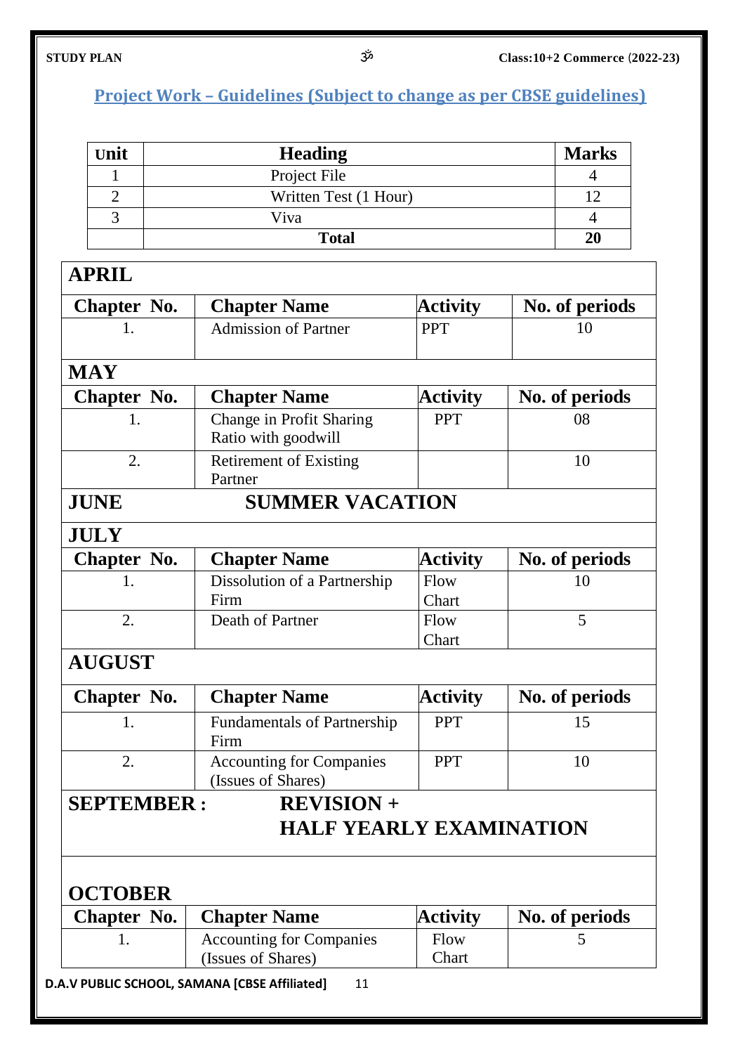## Project Work – Guidelines (Subject to change as per CBSE guidelines)

| Unit | Heading | Marks |
|---|---|---|
| 1 | Project File | 4 |
| 2 | Written Test (1 Hour) | 12 |
| 3 | Viva | 4 |
| | **Total** | **20** |

### APRIL

| Chapter No. | Chapter Name | Activity | No. of periods |
|---|---|---|---|
| 1. | Admission of Partner | PPT | 10 |

### MAY

| Chapter No. | Chapter Name | Activity | No. of periods |
|---|---|---|---|
| 1. | Change in Profit Sharing Ratio with goodwill | PPT | 08 |
| 2. | Retirement of Existing Partner | | 10 |

### JUNE SUMMER VACATION

### JULY

| Chapter No. | Chapter Name | Activity | No. of periods |
|---|---|---|---|
| 1. | Dissolution of a Partnership Firm | Flow Chart | 10 |
| 2. | Death of Partner | Flow Chart | 5 |

### AUGUST

| Chapter No. | Chapter Name | Activity | No. of periods |
|---|---|---|---|
| 1. | Fundamentals of Partnership Firm | PPT | 15 |
| 2. | Accounting for Companies (Issues of Shares) | PPT | 10 |

### SEPTEMBER : REVISION + HALF YEARLY EXAMINATION

### OCTOBER

| Chapter No. | Chapter Name | Activity | No. of periods |
|---|---|---|---|
| 1. | Accounting for Companies (Issues of Shares) | Flow Chart | 5 |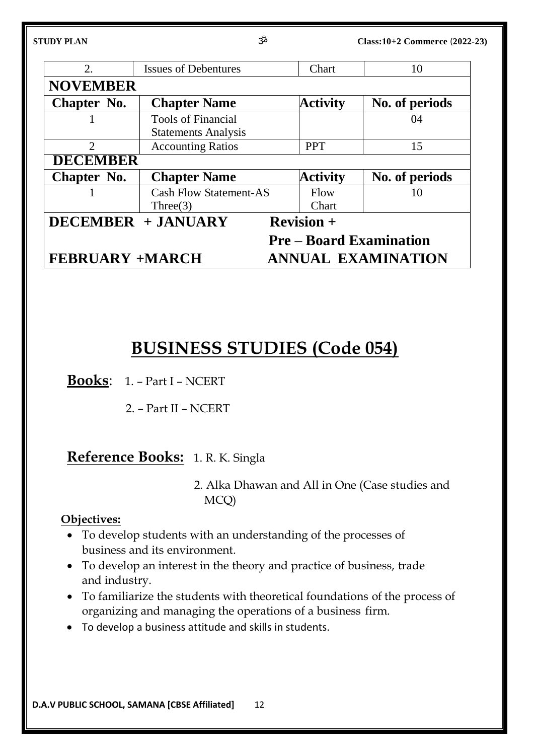| 2. | Issues of Debentures | Chart | 10 |
|---|---|---|---|
| **NOVEMBER** | | | |
| **Chapter No.** | **Chapter Name** | **Activity** | **No. of periods** |
| 1 | Tools of Financial Statements Analysis | | 04 |
| 2 | Accounting Ratios | PPT | 15 |
| **DECEMBER** | | | |
| **Chapter No.** | **Chapter Name** | **Activity** | **No. of periods** |
| 1 | Cash Flow Statement-AS Three(3) | Flow Chart | 10 |
| **DECEMBER + JANUARY** | | **Revision + Pre – Board Examination** | |
| **FEBRUARY +MARCH** | | **ANNUAL EXAMINATION** | |

# BUSINESS STUDIES (Code 054)

**Books**: 1. – Part I – NCERT

2. – Part II – NCERT

**Reference Books:** 1. R. K. Singla

2. Alka Dhawan and All in One (Case studies and MCQ)

**Objectives:**

- To develop students with an understanding of the processes of business and its environment.
- To develop an interest in the theory and practice of business, trade and industry.
- To familiarize the students with theoretical foundations of the process of organizing and managing the operations of a business firm.
- To develop a business attitude and skills in students.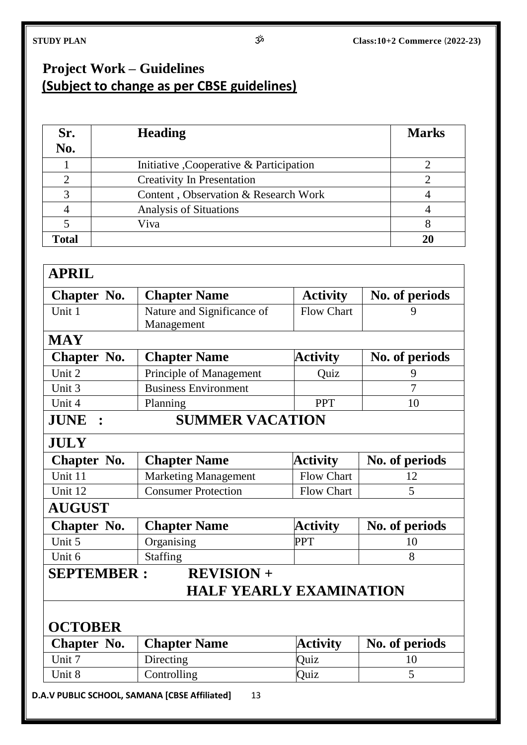## Project Work – Guidelines
**(Subject to change as per CBSE guidelines)**

| Sr. No. | Heading | Marks |
|---|---|---|
| 1 | Initiative ,Cooperative & Participation | 2 |
| 2 | Creativity In Presentation | 2 |
| 3 | Content , Observation & Research Work | 4 |
| 4 | Analysis of Situations | 4 |
| 5 | Viva | 8 |
| **Total** | | **20** |

### APRIL

| Chapter No. | Chapter Name | Activity | No. of periods |
|---|---|---|---|
| Unit 1 | Nature and Significance of Management | Flow Chart | 9 |

### MAY

| Chapter No. | Chapter Name | Activity | No. of periods |
|---|---|---|---|
| Unit 2 | Principle of Management | Quiz | 9 |
| Unit 3 | Business Environment | | 7 |
| Unit 4 | Planning | PPT | 10 |

### JUNE : SUMMER VACATION

### JULY

| Chapter No. | Chapter Name | Activity | No. of periods |
|---|---|---|---|
| Unit 11 | Marketing Management | Flow Chart | 12 |
| Unit 12 | Consumer Protection | Flow Chart | 5 |

### AUGUST

| Chapter No. | Chapter Name | Activity | No. of periods |
|---|---|---|---|
| Unit 5 | Organising | PPT | 10 |
| Unit 6 | Staffing | | 8 |

### SEPTEMBER : REVISION + HALF YEARLY EXAMINATION

### OCTOBER

| Chapter No. | Chapter Name | Activity | No. of periods |
|---|---|---|---|
| Unit 7 | Directing | Quiz | 10 |
| Unit 8 | Controlling | Quiz | 5 |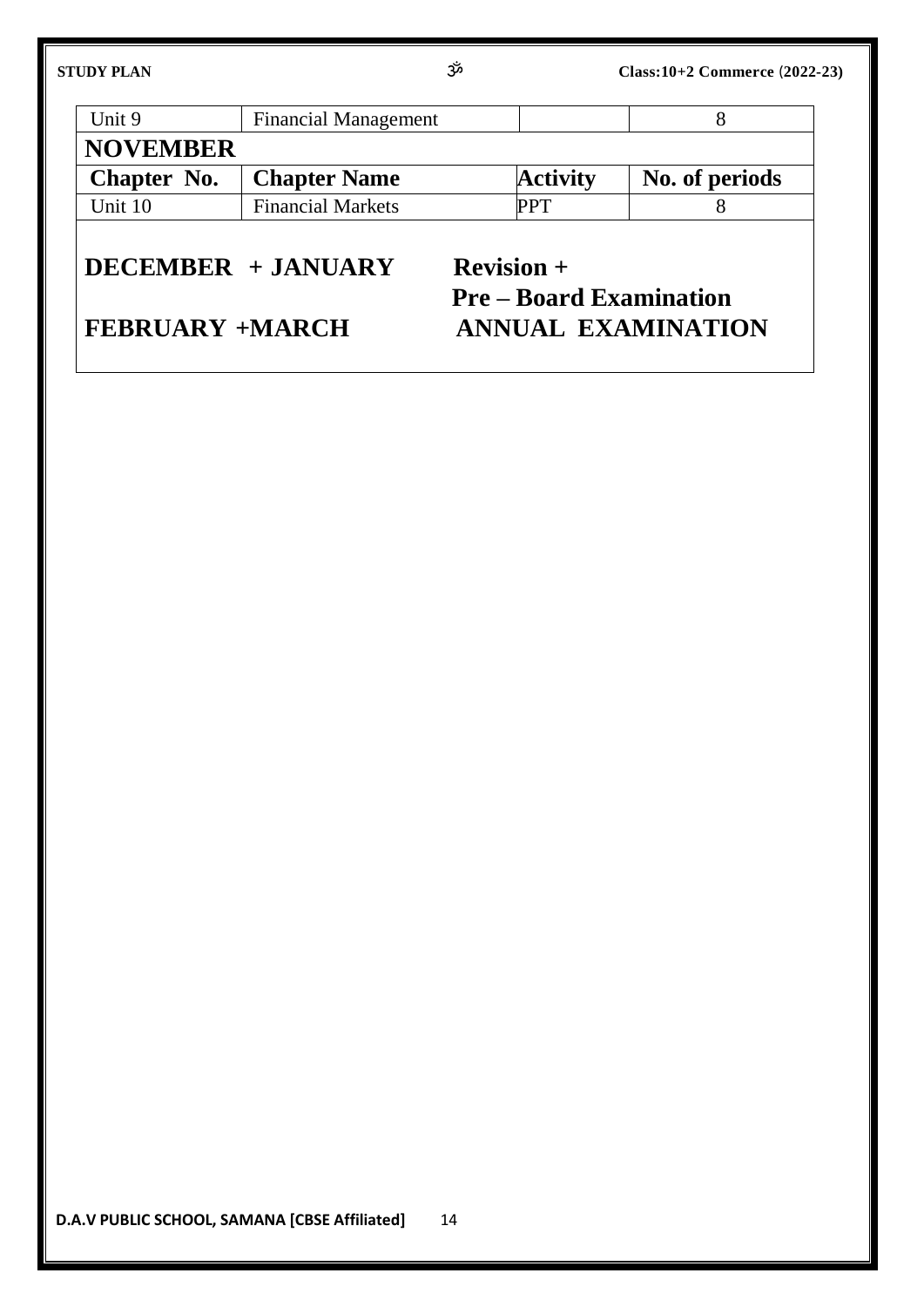| Unit 9 | Financial Management | | 8 |
|---|---|---|---|

**NOVEMBER**

| Chapter No. | Chapter Name | Activity | No. of periods |
|---|---|---|---|
| Unit 10 | Financial Markets | PPT | 8 |

**DECEMBER + JANUARY** **Revision +**
**Pre – Board Examination**

**FEBRUARY +MARCH** **ANNUAL EXAMINATION**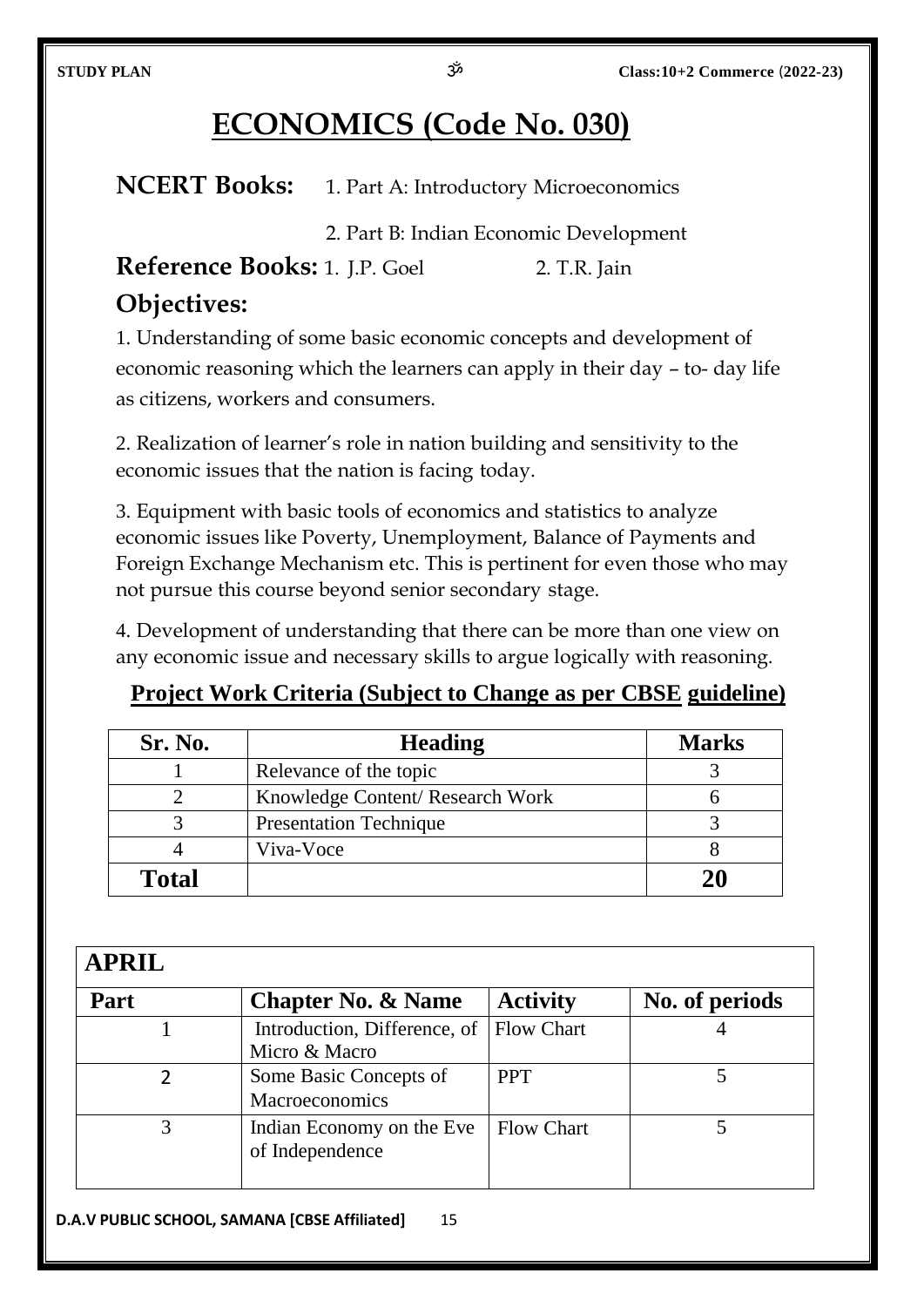# ECONOMICS (Code No. 030)

**NCERT Books:** 1. Part A: Introductory Microeconomics

2. Part B: Indian Economic Development

**Reference Books:** 1. J.P. Goel 2. T.R. Jain

## Objectives:

1. Understanding of some basic economic concepts and development of economic reasoning which the learners can apply in their day – to- day life as citizens, workers and consumers.

2. Realization of learner's role in nation building and sensitivity to the economic issues that the nation is facing today.

3. Equipment with basic tools of economics and statistics to analyze economic issues like Poverty, Unemployment, Balance of Payments and Foreign Exchange Mechanism etc. This is pertinent for even those who may not pursue this course beyond senior secondary stage.

4. Development of understanding that there can be more than one view on any economic issue and necessary skills to argue logically with reasoning.

**Project Work Criteria (Subject to Change as per CBSE guideline)**

| Sr. No. | Heading | Marks |
|---|---|---|
| 1 | Relevance of the topic | 3 |
| 2 | Knowledge Content/ Research Work | 6 |
| 3 | Presentation Technique | 3 |
| 4 | Viva-Voce | 8 |
| **Total** | | **20** |

| APRIL | | | |
|---|---|---|---|
| **Part** | **Chapter No. & Name** | **Activity** | **No. of periods** |
| 1 | Introduction, Difference, of Micro & Macro | Flow Chart | 4 |
| 2 | Some Basic Concepts of Macroeconomics | PPT | 5 |
| 3 | Indian Economy on the Eve of Independence | Flow Chart | 5 |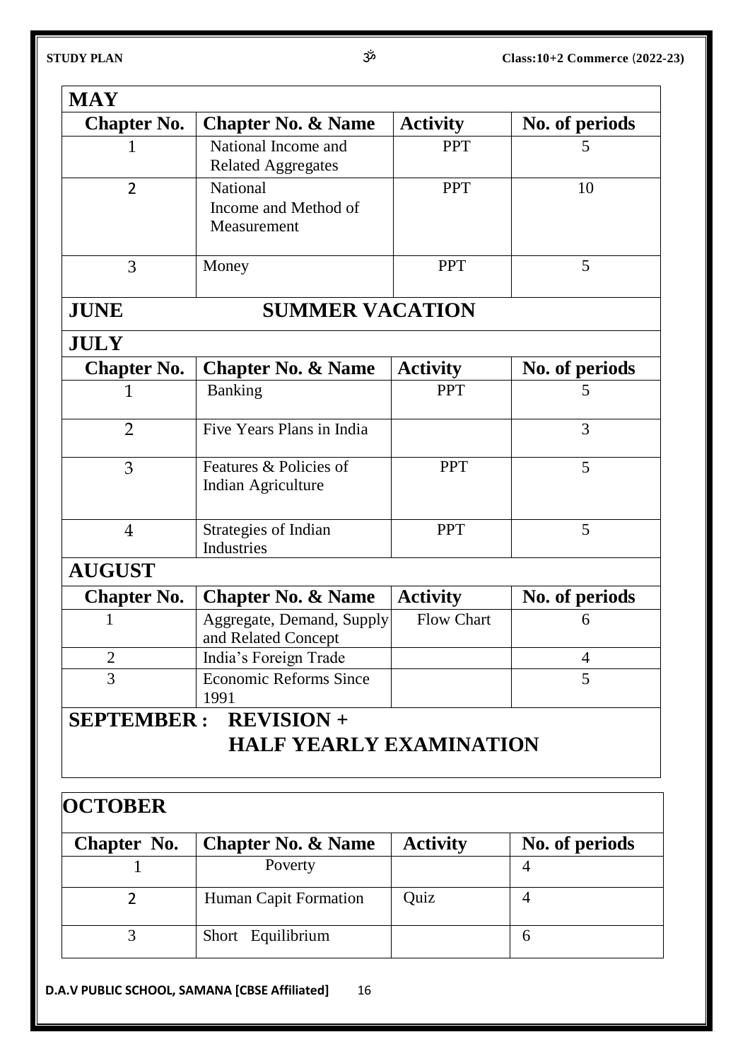## MAY

| Chapter No. | Chapter No. & Name | Activity | No. of periods |
|---|---|---|---|
| 1 | National Income and Related Aggregates | PPT | 5 |
| 2 | National Income and Method of Measurement | PPT | 10 |
| 3 | Money | PPT | 5 |

## JUNE SUMMER VACATION

## JULY

| Chapter No. | Chapter No. & Name | Activity | No. of periods |
|---|---|---|---|
| 1 | Banking | PPT | 5 |
| 2 | Five Years Plans in India | | 3 |
| 3 | Features & Policies of Indian Agriculture | PPT | 5 |
| 4 | Strategies of Indian Industries | PPT | 5 |

## AUGUST

| Chapter No. | Chapter No. & Name | Activity | No. of periods |
|---|---|---|---|
| 1 | Aggregate, Demand, Supply and Related Concept | Flow Chart | 6 |
| 2 | India's Foreign Trade | | 4 |
| 3 | Economic Reforms Since 1991 | | 5 |

## SEPTEMBER : REVISION + HALF YEARLY EXAMINATION

## OCTOBER

| Chapter No. | Chapter No. & Name | Activity | No. of periods |
|---|---|---|---|
| 1 | Poverty | | 4 |
| 2 | Human Capit Formation | Quiz | 4 |
| 3 | Short Equilibrium | | 6 |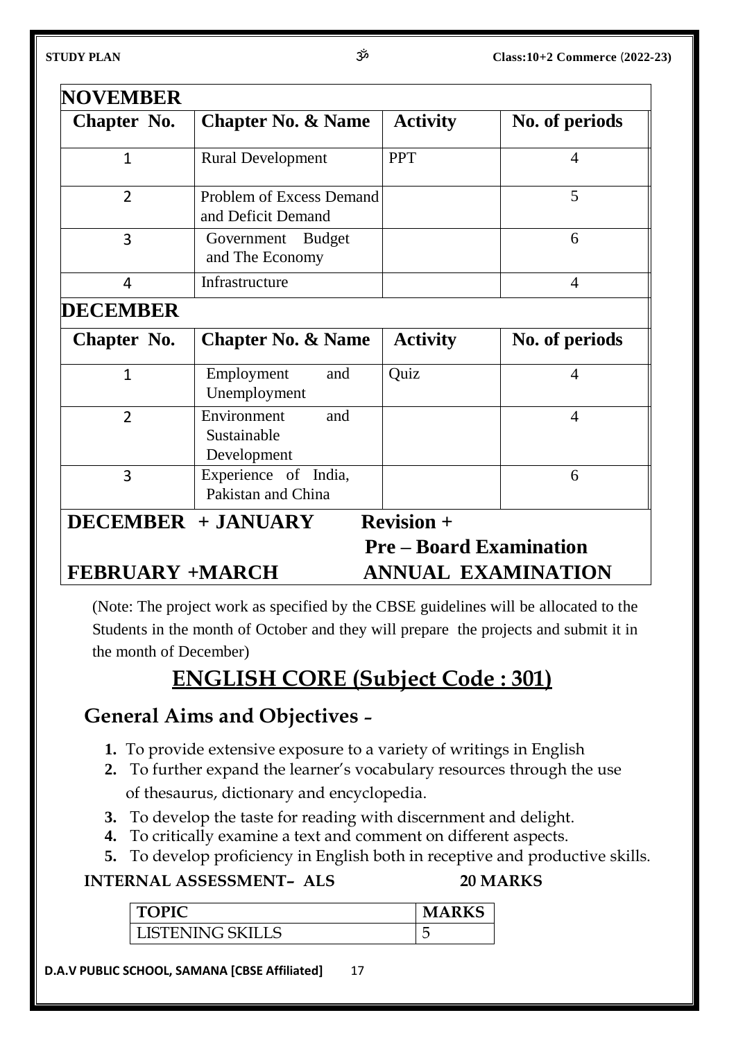## NOVEMBER

| Chapter No. | Chapter No. & Name | Activity | No. of periods |
|---|---|---|---|
| 1 | Rural Development | PPT | 4 |
| 2 | Problem of Excess Demand and Deficit Demand | | 5 |
| 3 | Government Budget and The Economy | | 6 |
| 4 | Infrastructure | | 4 |

## DECEMBER

| Chapter No. | Chapter No. & Name | Activity | No. of periods |
|---|---|---|---|
| 1 | Employment and Unemployment | Quiz | 4 |
| 2 | Environment and Sustainable Development | | 4 |
| 3 | Experience of India, Pakistan and China | | 6 |

**DECEMBER + JANUARY** — **Revision + Pre – Board Examination**

**FEBRUARY +MARCH** — **ANNUAL EXAMINATION**

(Note: The project work as specified by the CBSE guidelines will be allocated to the Students in the month of October and they will prepare the projects and submit it in the month of December)

# ENGLISH CORE (Subject Code : 301)

## General Aims and Objectives –

1. To provide extensive exposure to a variety of writings in English
2. To further expand the learner's vocabulary resources through the use of thesaurus, dictionary and encyclopedia.
3. To develop the taste for reading with discernment and delight.
4. To critically examine a text and comment on different aspects.
5. To develop proficiency in English both in receptive and productive skills.

**INTERNAL ASSESSMENT– ALS 20 MARKS**

| TOPIC | MARKS |
|---|---|
| LISTENING SKILLS | 5 |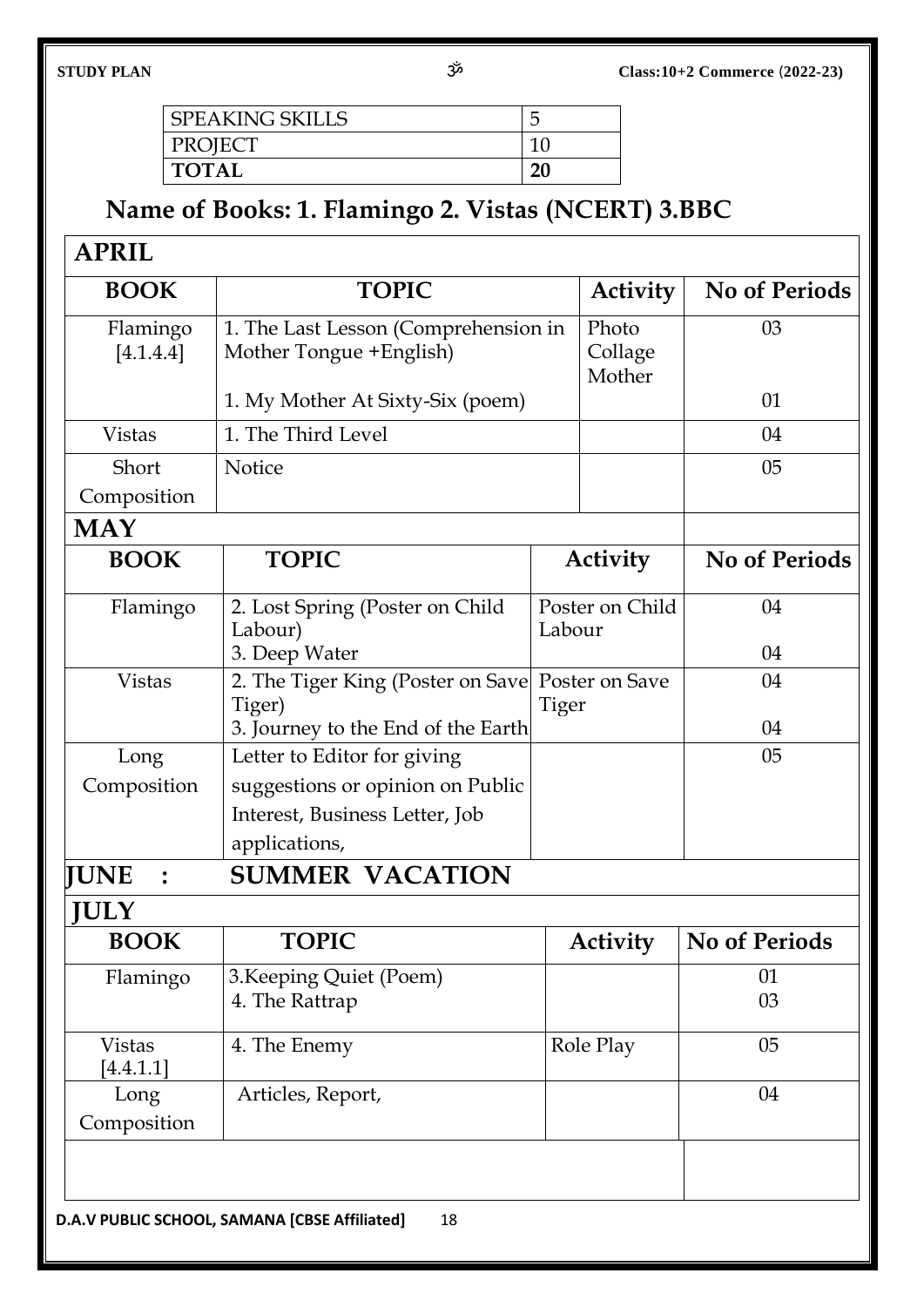| SPEAKING SKILLS | 5 |
|---|---|
| PROJECT | 10 |
| **TOTAL** | **20** |

## Name of Books: 1. Flamingo 2. Vistas (NCERT) 3.BBC

### APRIL

| BOOK | TOPIC | Activity | No of Periods |
|---|---|---|---|
| Flamingo [4.1.4.4] | 1. The Last Lesson (Comprehension in Mother Tongue +English) | Photo Collage Mother | 03 |
| | 1. My Mother At Sixty-Six (poem) | | 01 |
| Vistas | 1. The Third Level | | 04 |
| Short Composition | Notice | | 05 |

### MAY

| BOOK | TOPIC | Activity | No of Periods |
|---|---|---|---|
| Flamingo | 2. Lost Spring (Poster on Child Labour) | Poster on Child Labour | 04 |
| | 3. Deep Water | | 04 |
| Vistas | 2. The Tiger King (Poster on Save Tiger) | Poster on Save Tiger | 04 |
| | 3. Journey to the End of the Earth | | 04 |
| Long Composition | Letter to Editor for giving suggestions or opinion on Public Interest, Business Letter, Job applications, | | 05 |

### JUNE : SUMMER VACATION

### JULY

| BOOK | TOPIC | Activity | No of Periods |
|---|---|---|---|
| Flamingo | 3.Keeping Quiet (Poem) | | 01 |
| | 4. The Rattrap | | 03 |
| Vistas [4.4.1.1] | 4. The Enemy | Role Play | 05 |
| Long Composition | Articles, Report, | | 04 |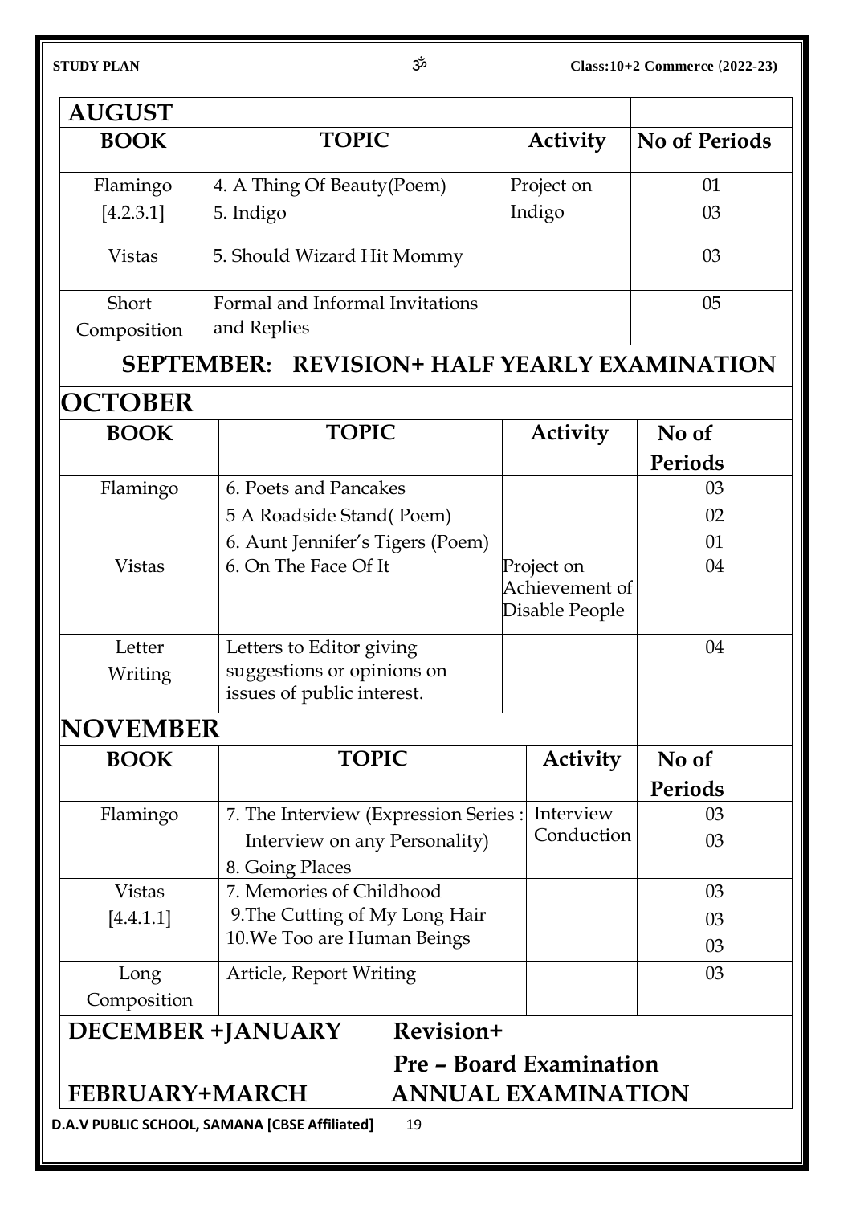## AUGUST

| BOOK | TOPIC | Activity | No of Periods |
|---|---|---|---|
| Flamingo [4.2.3.1] | 4. A Thing Of Beauty(Poem)<br>5. Indigo | Project on Indigo | 01<br>03 |
| Vistas | 5. Should Wizard Hit Mommy | | 03 |
| Short Composition | Formal and Informal Invitations and Replies | | 05 |

## SEPTEMBER: REVISION+ HALF YEARLY EXAMINATION

## OCTOBER

| BOOK | TOPIC | Activity | No of Periods |
|---|---|---|---|
| Flamingo | 6. Poets and Pancakes<br>5 A Roadside Stand( Poem)<br>6. Aunt Jennifer's Tigers (Poem) | | 03<br>02<br>01 |
| Vistas | 6. On The Face Of It | Project on Achievement of Disable People | 04 |
| Letter Writing | Letters to Editor giving suggestions or opinions on issues of public interest. | | 04 |

## NOVEMBER

| BOOK | TOPIC | Activity | No of Periods |
|---|---|---|---|
| Flamingo | 7. The Interview (Expression Series : Interview on any Personality)<br>8. Going Places | Interview Conduction | 03<br>03 |
| Vistas [4.4.1.1] | 7. Memories of Childhood<br>9.The Cutting of My Long Hair<br>10.We Too are Human Beings | | 03<br>03<br>03 |
| Long Composition | Article, Report Writing | | 03 |

**DECEMBER +JANUARY** Revision+ Pre – Board Examination

**FEBRUARY+MARCH** ANNUAL EXAMINATION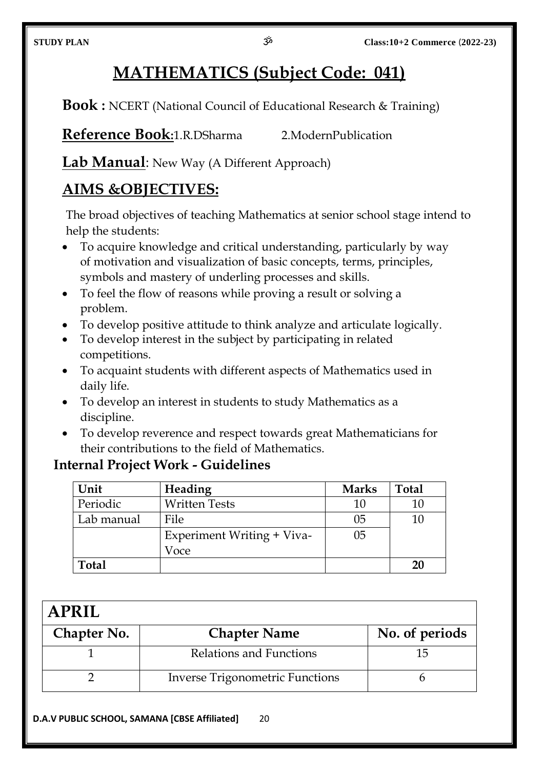# MATHEMATICS (Subject Code: 041)

**Book :** NCERT (National Council of Educational Research & Training)

**Reference Book:**1.R.DSharma 2.ModernPublication

**Lab Manual**: New Way (A Different Approach)

## AIMS &OBJECTIVES:

The broad objectives of teaching Mathematics at senior school stage intend to help the students:

- To acquire knowledge and critical understanding, particularly by way of motivation and visualization of basic concepts, terms, principles, symbols and mastery of underling processes and skills.
- To feel the flow of reasons while proving a result or solving a problem.
- To develop positive attitude to think analyze and articulate logically.
- To develop interest in the subject by participating in related competitions.
- To acquaint students with different aspects of Mathematics used in daily life.
- To develop an interest in students to study Mathematics as a discipline.
- To develop reverence and respect towards great Mathematicians for their contributions to the field of Mathematics.

### Internal Project Work - Guidelines

| Unit | Heading | Marks | Total |
|---|---|---|---|
| Periodic | Written Tests | 10 | 10 |
| Lab manual | File | 05 | 10 |
| | Experiment Writing + Viva-Voce | 05 | |
| **Total** | | | **20** |

| APRIL | | |
|---|---|---|
| **Chapter No.** | **Chapter Name** | **No. of periods** |
| 1 | Relations and Functions | 15 |
| 2 | Inverse Trigonometric Functions | 6 |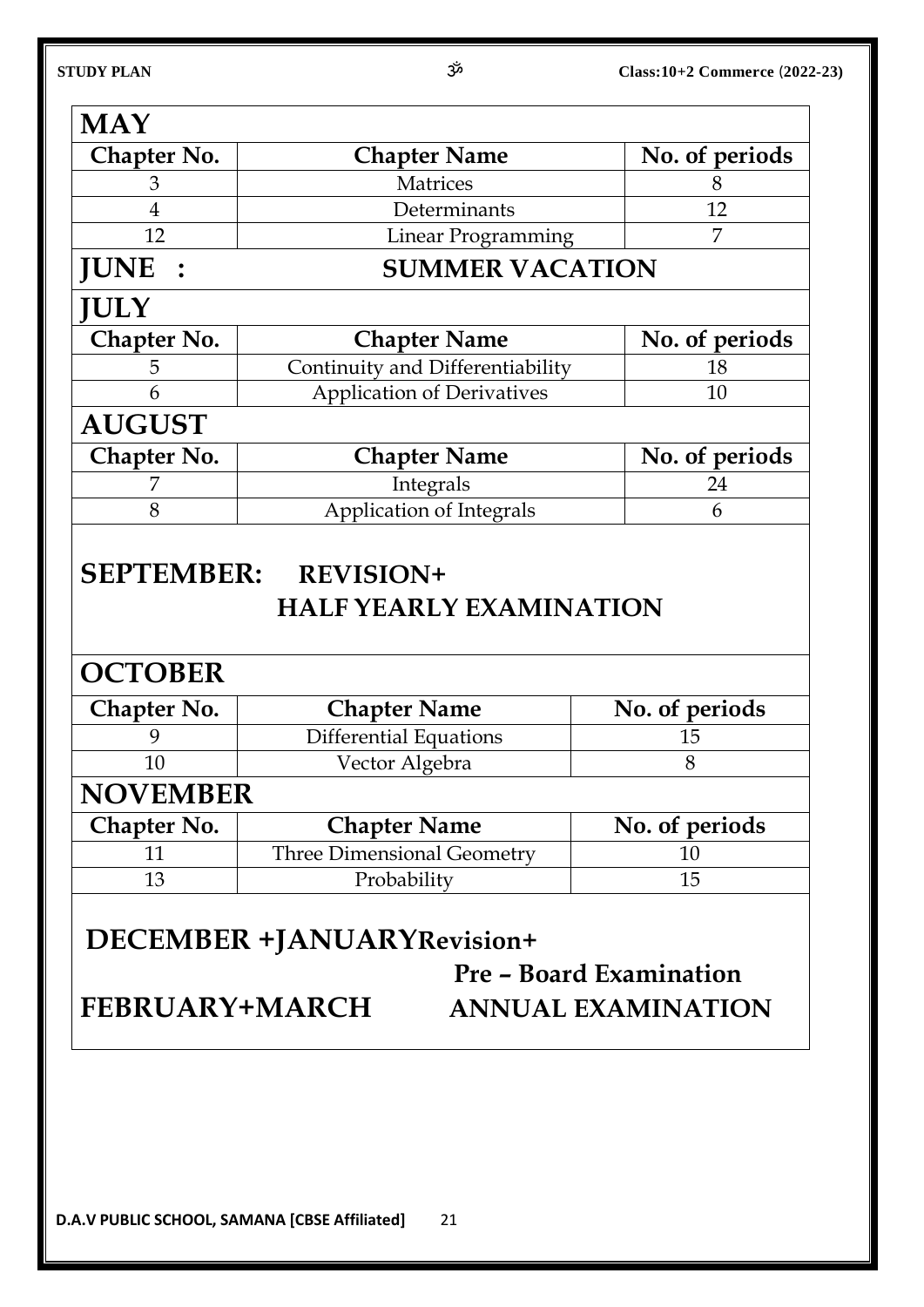## MAY

| Chapter No. | Chapter Name | No. of periods |
|---|---|---|
| 3 | Matrices | 8 |
| 4 | Determinants | 12 |
| 12 | Linear Programming | 7 |

## JUNE : SUMMER VACATION

## JULY

| Chapter No. | Chapter Name | No. of periods |
|---|---|---|
| 5 | Continuity and Differentiability | 18 |
| 6 | Application of Derivatives | 10 |

## AUGUST

| Chapter No. | Chapter Name | No. of periods |
|---|---|---|
| 7 | Integrals | 24 |
| 8 | Application of Integrals | 6 |

## SEPTEMBER: REVISION+ HALF YEARLY EXAMINATION

## OCTOBER

| Chapter No. | Chapter Name | No. of periods |
|---|---|---|
| 9 | Differential Equations | 15 |
| 10 | Vector Algebra | 8 |

## NOVEMBER

| Chapter No. | Chapter Name | No. of periods |
|---|---|---|
| 11 | Three Dimensional Geometry | 10 |
| 13 | Probability | 15 |

## DECEMBER +JANUARY Revision+ Pre – Board Examination

## FEBRUARY+MARCH ANNUAL EXAMINATION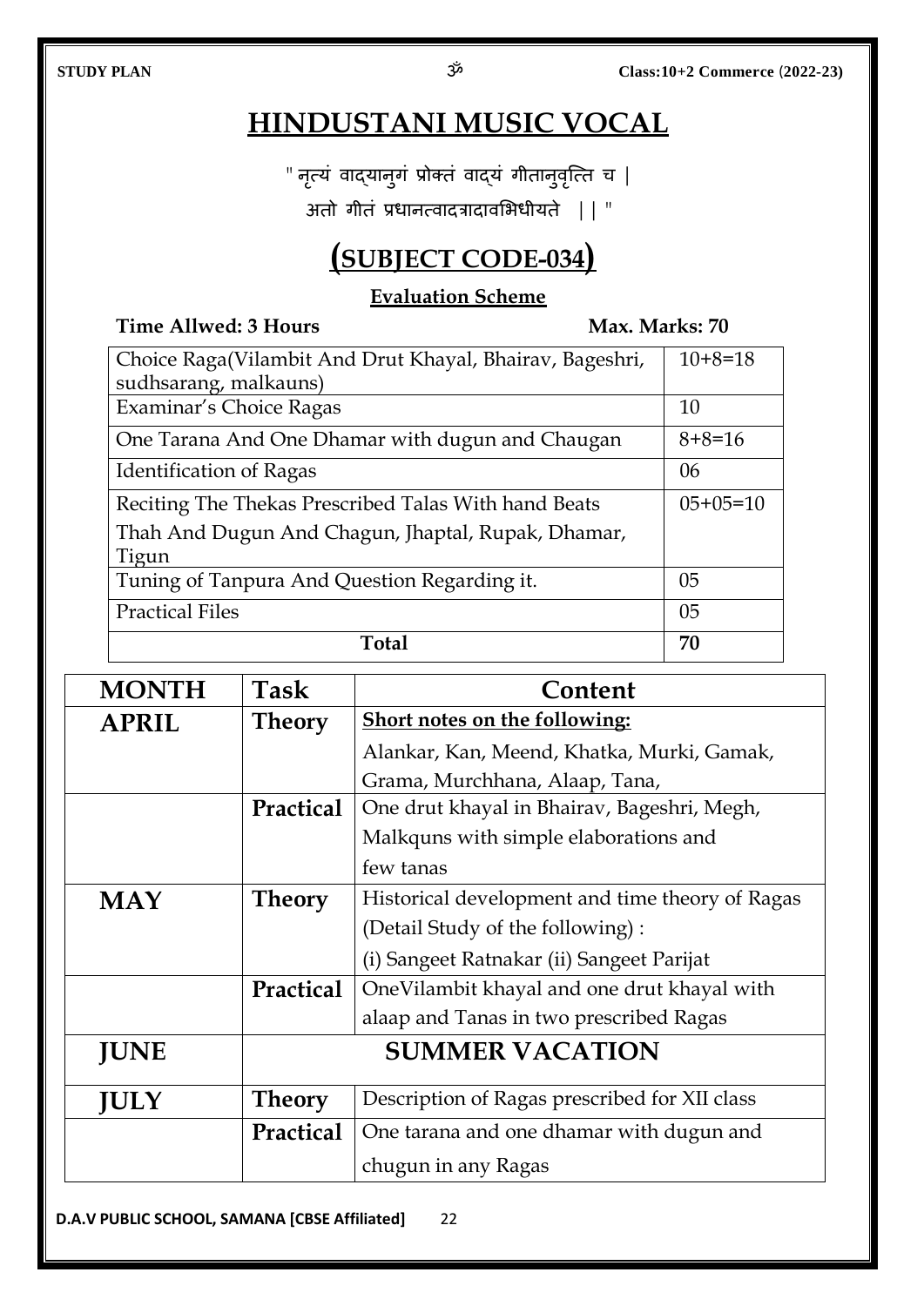# HINDUSTANI MUSIC VOCAL

" नृत्यं वाद्यानुगं प्रोक्तं वाद्यं गीतानुवृत्ति च |
अतो गीतं प्रधानत्वादत्रादावभिधीयते || "

# (SUBJECT CODE-034)

### Evaluation Scheme

**Time Allwed: 3 Hours** **Max. Marks: 70**

| | |
|---|---|
| Choice Raga(Vilambit And Drut Khayal, Bhairav, Bageshri, sudhsarang, malkauns) | 10+8=18 |
| Examinar's Choice Ragas | 10 |
| One Tarana And One Dhamar with dugun and Chaugan | 8+8=16 |
| Identification of Ragas | 06 |
| Reciting The Thekas Prescribed Talas With hand Beats Thah And Dugun And Chagun, Jhaptal, Rupak, Dhamar, Tigun | 05+05=10 |
| Tuning of Tanpura And Question Regarding it. | 05 |
| Practical Files | 05 |
| **Total** | **70** |

| MONTH | Task | Content |
|---|---|---|
| **APRIL** | **Theory** | **Short notes on the following:** Alankar, Kan, Meend, Khatka, Murki, Gamak, Grama, Murchhana, Alaap, Tana, |
| | **Practical** | One drut khayal in Bhairav, Bageshri, Megh, Malkquns with simple elaborations and few tanas |
| **MAY** | **Theory** | Historical development and time theory of Ragas (Detail Study of the following) : (i) Sangeet Ratnakar (ii) Sangeet Parijat |
| | **Practical** | OneVilambit khayal and one drut khayal with alaap and Tanas in two prescribed Ragas |
| **JUNE** | **SUMMER VACATION** | |
| **JULY** | **Theory** | Description of Ragas prescribed for XII class |
| | **Practical** | One tarana and one dhamar with dugun and chugun in any Ragas |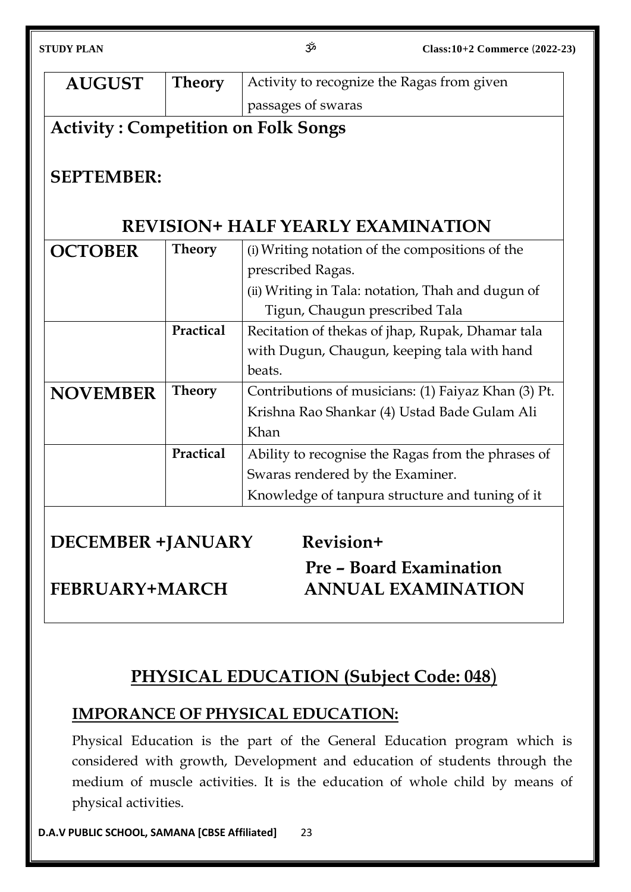| AUGUST | Theory | Activity to recognize the Ragas from given passages of swaras |
|---|---|---|

**Activity : Competition on Folk Songs**

**SEPTEMBER:**

**REVISION+ HALF YEARLY EXAMINATION**

| OCTOBER | Theory | (i) Writing notation of the compositions of the prescribed Ragas.<br>(ii) Writing in Tala: notation, Thah and dugun of Tigun, Chaugun prescribed Tala |
|---|---|---|
| | Practical | Recitation of thekas of jhap, Rupak, Dhamar tala with Dugun, Chaugun, keeping tala with hand beats. |
| NOVEMBER | Theory | Contributions of musicians: (1) Faiyaz Khan (3) Pt. Krishna Rao Shankar (4) Ustad Bade Gulam Ali Khan |
| | Practical | Ability to recognise the Ragas from the phrases of Swaras rendered by the Examiner.<br>Knowledge of tanpura structure and tuning of it |

**DECEMBER +JANUARY** **Revision+ Pre – Board Examination**

**FEBRUARY+MARCH** **ANNUAL EXAMINATION**

## PHYSICAL EDUCATION (Subject Code: 048)

### IMPORANCE OF PHYSICAL EDUCATION:

Physical Education is the part of the General Education program which is considered with growth, Development and education of students through the medium of muscle activities. It is the education of whole child by means of physical activities.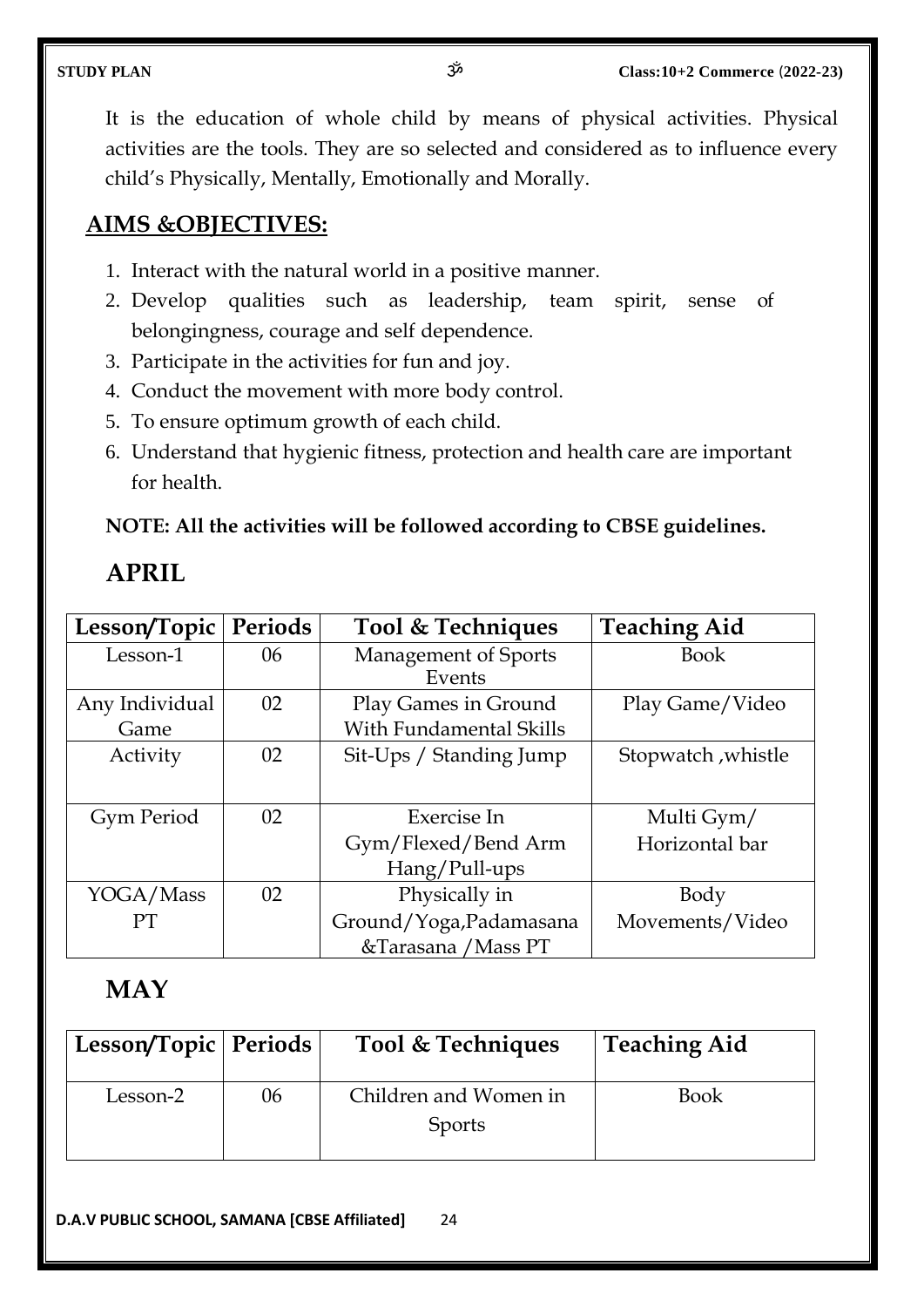It is the education of whole child by means of physical activities. Physical activities are the tools. They are so selected and considered as to influence every child's Physically, Mentally, Emotionally and Morally.

## AIMS &OBJECTIVES:

1. Interact with the natural world in a positive manner.
2. Develop qualities such as leadership, team spirit, sense of belongingness, courage and self dependence.
3. Participate in the activities for fun and joy.
4. Conduct the movement with more body control.
5. To ensure optimum growth of each child.
6. Understand that hygienic fitness, protection and health care are important for health.

**NOTE: All the activities will be followed according to CBSE guidelines.**

## APRIL

| Lesson/Topic | Periods | Tool & Techniques | Teaching Aid |
|---|---|---|---|
| Lesson-1 | 06 | Management of Sports Events | Book |
| Any Individual Game | 02 | Play Games in Ground With Fundamental Skills | Play Game/Video |
| Activity | 02 | Sit-Ups / Standing Jump | Stopwatch ,whistle |
| Gym Period | 02 | Exercise In Gym/Flexed/Bend Arm Hang/Pull-ups | Multi Gym/ Horizontal bar |
| YOGA/Mass PT | 02 | Physically in Ground/Yoga,Padamasana &Tarasana /Mass PT | Body Movements/Video |

## MAY

| Lesson/Topic | Periods | Tool & Techniques | Teaching Aid |
|---|---|---|---|
| Lesson-2 | 06 | Children and Women in Sports | Book |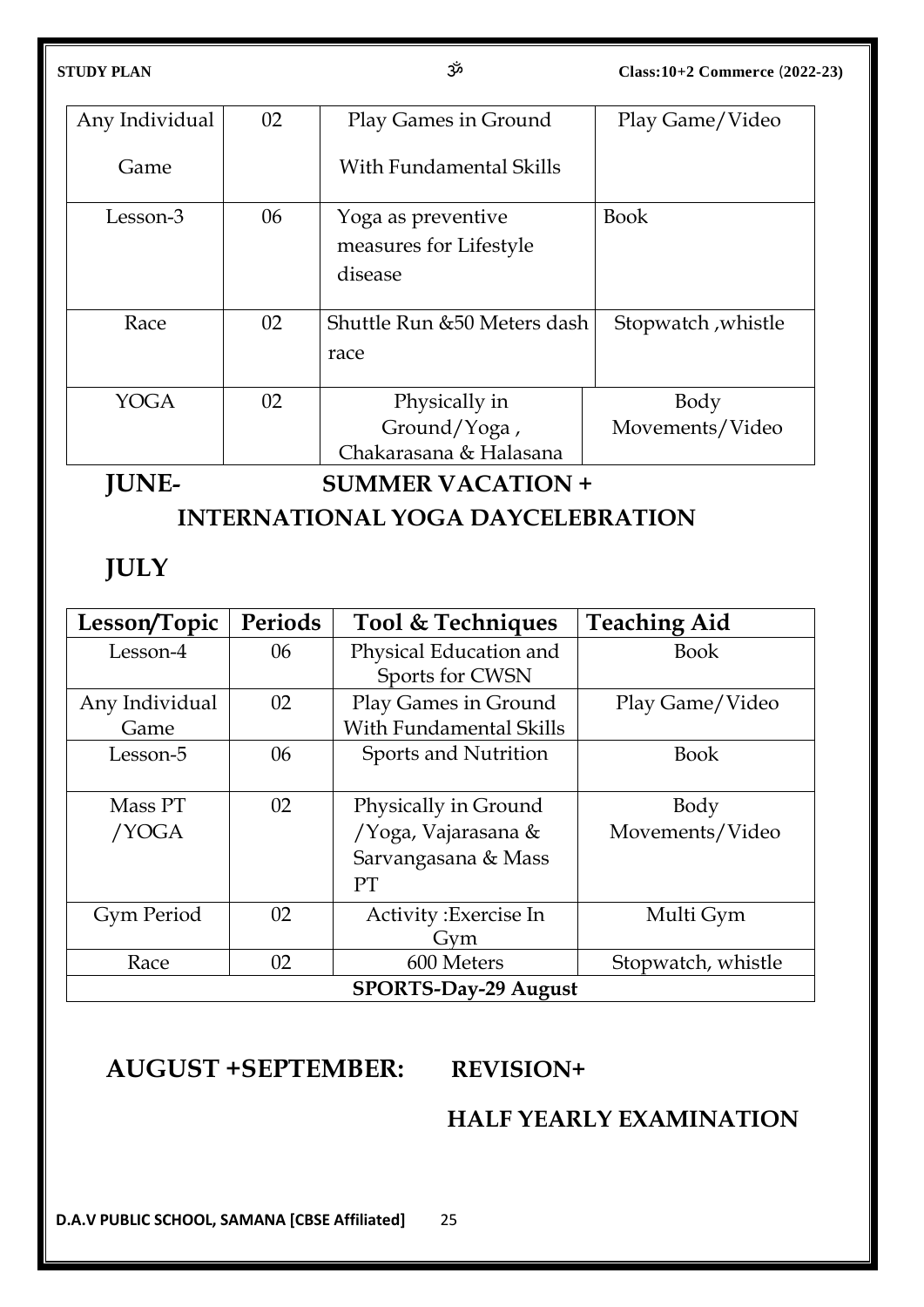| Any Individual Game | 02 | Play Games in Ground With Fundamental Skills | Play Game/Video |
|---|---|---|---|
| Lesson-3 | 06 | Yoga as preventive measures for Lifestyle disease | Book |
| Race | 02 | Shuttle Run &50 Meters dash race | Stopwatch ,whistle |
| YOGA | 02 | Physically in Ground/Yoga , Chakarasana & Halasana | Body Movements/Video |

## JUNE- SUMMER VACATION + INTERNATIONAL YOGA DAYCELEBRATION

## JULY

| Lesson/Topic | Periods | Tool & Techniques | Teaching Aid |
|---|---|---|---|
| Lesson-4 | 06 | Physical Education and Sports for CWSN | Book |
| Any Individual Game | 02 | Play Games in Ground With Fundamental Skills | Play Game/Video |
| Lesson-5 | 06 | Sports and Nutrition | Book |
| Mass PT /YOGA | 02 | Physically in Ground /Yoga, Vajarasana & Sarvangasana & Mass PT | Body Movements/Video |
| Gym Period | 02 | Activity :Exercise In Gym | Multi Gym |
| Race | 02 | 600 Meters | Stopwatch, whistle |
| **SPORTS-Day-29 August** | | | |

## AUGUST +SEPTEMBER: REVISION+ HALF YEARLY EXAMINATION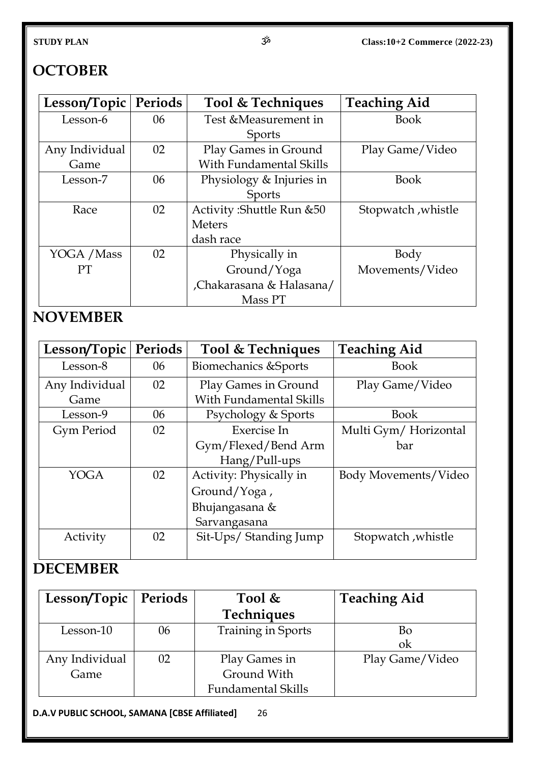## OCTOBER

| Lesson/Topic | Periods | Tool & Techniques | Teaching Aid |
|---|---|---|---|
| Lesson-6 | 06 | Test &Measurement in Sports | Book |
| Any Individual Game | 02 | Play Games in Ground With Fundamental Skills | Play Game/Video |
| Lesson-7 | 06 | Physiology & Injuries in Sports | Book |
| Race | 02 | Activity :Shuttle Run &50 Meters dash race | Stopwatch ,whistle |
| YOGA /Mass PT | 02 | Physically in Ground/Yoga ,Chakarasana & Halasana/ Mass PT | Body Movements/Video |

## NOVEMBER

| Lesson/Topic | Periods | Tool & Techniques | Teaching Aid |
|---|---|---|---|
| Lesson-8 | 06 | Biomechanics &Sports | Book |
| Any Individual Game | 02 | Play Games in Ground With Fundamental Skills | Play Game/Video |
| Lesson-9 | 06 | Psychology & Sports | Book |
| Gym Period | 02 | Exercise In Gym/Flexed/Bend Arm Hang/Pull-ups | Multi Gym/ Horizontal bar |
| YOGA | 02 | Activity: Physically in Ground/Yoga , Bhujangasana & Sarvangasana | Body Movements/Video |
| Activity | 02 | Sit-Ups/ Standing Jump | Stopwatch ,whistle |

## DECEMBER

| Lesson/Topic | Periods | Tool & Techniques | Teaching Aid |
|---|---|---|---|
| Lesson-10 | 06 | Training in Sports | Book |
| Any Individual Game | 02 | Play Games in Ground With Fundamental Skills | Play Game/Video |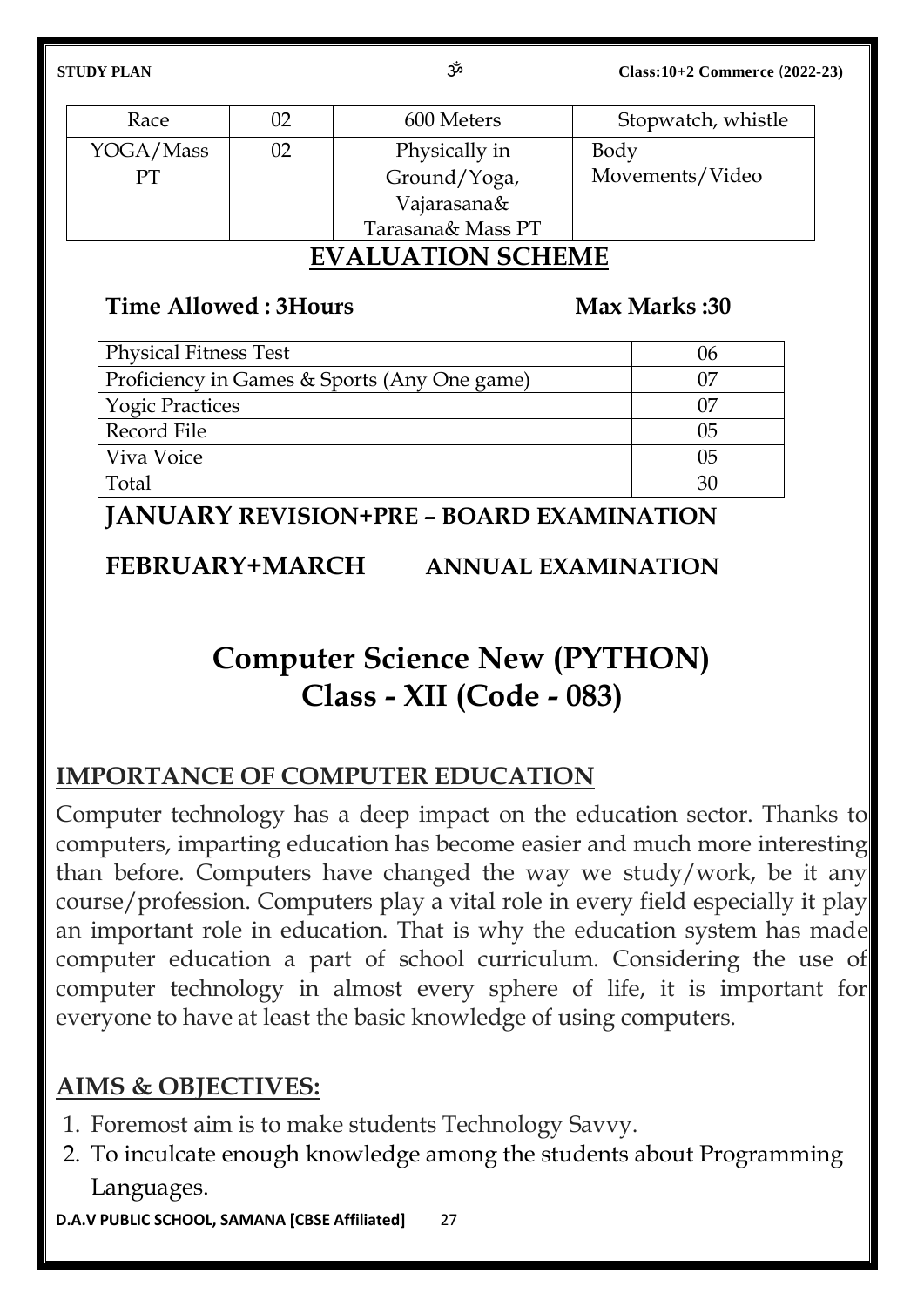| Race | 02 | 600 Meters | Stopwatch, whistle |
|---|---|---|---|
| YOGA/Mass PT | 02 | Physically in Ground/Yoga, Vajarasana& Tarasana& Mass PT | Body Movements/Video |

## EVALUATION SCHEME

**Time Allowed : 3Hours** **Max Marks :30**

| Physical Fitness Test | 06 |
|---|---|
| Proficiency in Games & Sports (Any One game) | 07 |
| Yogic Practices | 07 |
| Record File | 05 |
| Viva Voice | 05 |
| Total | 30 |

**JANUARY REVISION+PRE – BOARD EXAMINATION**

**FEBRUARY+MARCH ANNUAL EXAMINATION**

# Computer Science New (PYTHON) Class - XII (Code - 083)

## IMPORTANCE OF COMPUTER EDUCATION

Computer technology has a deep impact on the education sector. Thanks to computers, imparting education has become easier and much more interesting than before. Computers have changed the way we study/work, be it any course/profession. Computers play a vital role in every field especially it play an important role in education. That is why the education system has made computer education a part of school curriculum. Considering the use of computer technology in almost every sphere of life, it is important for everyone to have at least the basic knowledge of using computers.

## AIMS & OBJECTIVES:

1. Foremost aim is to make students Technology Savvy.
2. To inculcate enough knowledge among the students about Programming Languages.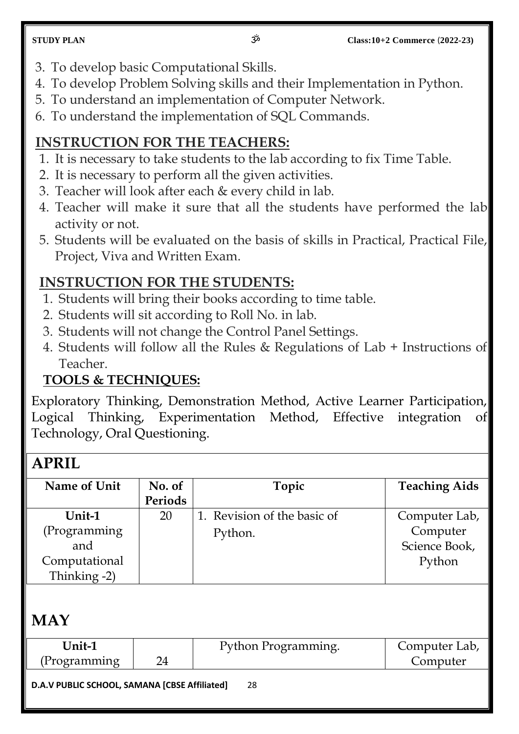3. To develop basic Computational Skills.
4. To develop Problem Solving skills and their Implementation in Python.
5. To understand an implementation of Computer Network.
6. To understand the implementation of SQL Commands.

## INSTRUCTION FOR THE TEACHERS:

1. It is necessary to take students to the lab according to fix Time Table.
2. It is necessary to perform all the given activities.
3. Teacher will look after each & every child in lab.
4. Teacher will make it sure that all the students have performed the lab activity or not.
5. Students will be evaluated on the basis of skills in Practical, Practical File, Project, Viva and Written Exam.

## INSTRUCTION FOR THE STUDENTS:

1. Students will bring their books according to time table.
2. Students will sit according to Roll No. in lab.
3. Students will not change the Control Panel Settings.
4. Students will follow all the Rules & Regulations of Lab + Instructions of Teacher.

## TOOLS & TECHNIQUES:

Exploratory Thinking, Demonstration Method, Active Learner Participation, Logical Thinking, Experimentation Method, Effective integration of Technology, Oral Questioning.

## APRIL

| Name of Unit | No. of Periods | Topic | Teaching Aids |
|---|---|---|---|
| Unit-1 (Programming and Computational Thinking -2) | 20 | 1. Revision of the basic of Python. | Computer Lab, Computer Science Book, Python |

## MAY

| Name of Unit | No. of Periods | Topic | Teaching Aids |
|---|---|---|---|
| Unit-1 (Programming | 24 | Python Programming. | Computer Lab, Computer |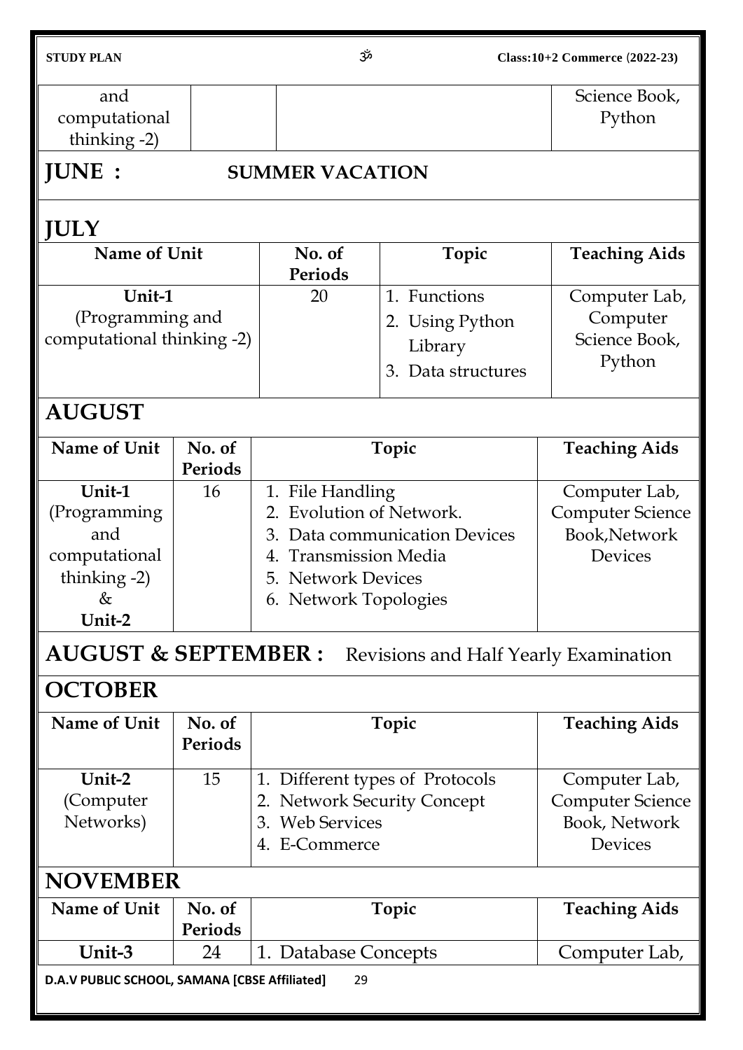| | | | |
|---|---|---|---|
| and computational thinking -2) | | | Science Book, Python |

## JUNE : SUMMER VACATION

## JULY

| Name of Unit | No. of Periods | Topic | Teaching Aids |
|---|---|---|---|
| **Unit-1** (Programming and computational thinking -2) | 20 | 1. Functions<br>2. Using Python Library<br>3. Data structures | Computer Lab, Computer Science Book, Python |

## AUGUST

| Name of Unit | No. of Periods | Topic | Teaching Aids |
|---|---|---|---|
| **Unit-1** (Programming and computational thinking -2) & **Unit-2** | 16 | 1. File Handling<br>2. Evolution of Network.<br>3. Data communication Devices<br>4. Transmission Media<br>5. Network Devices<br>6. Network Topologies | Computer Lab, Computer Science Book,Network Devices |

## AUGUST & SEPTEMBER : Revisions and Half Yearly Examination

## OCTOBER

| Name of Unit | No. of Periods | Topic | Teaching Aids |
|---|---|---|---|
| **Unit-2** (Computer Networks) | 15 | 1. Different types of Protocols<br>2. Network Security Concept<br>3. Web Services<br>4. E-Commerce | Computer Lab, Computer Science Book, Network Devices |

## NOVEMBER

| Name of Unit | No. of Periods | Topic | Teaching Aids |
|---|---|---|---|
| **Unit-3** | 24 | 1. Database Concepts | Computer Lab, |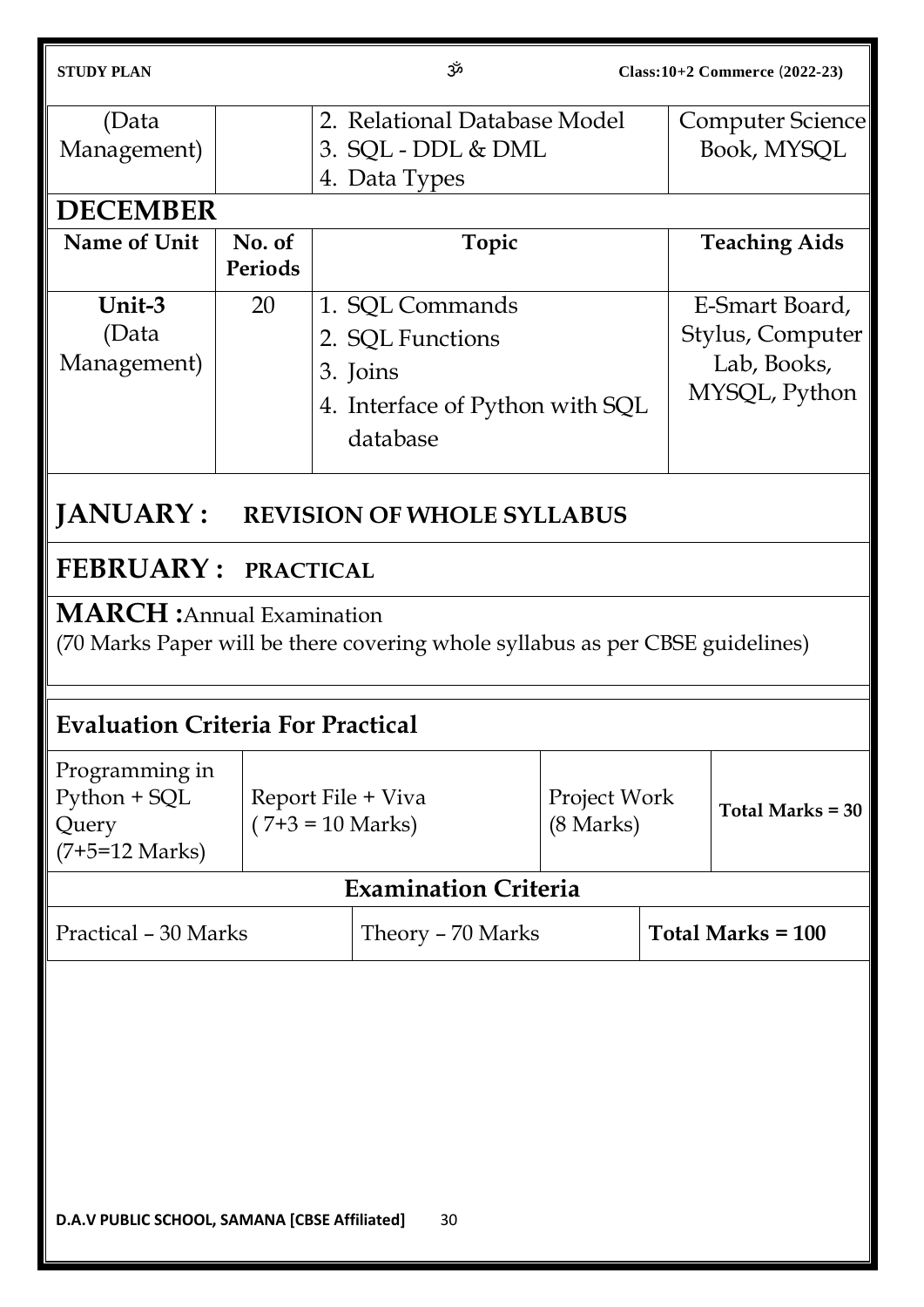| (Data Management) | | 2. Relational Database Model<br>3. SQL - DDL & DML<br>4. Data Types | Computer Science Book, MYSQL |
|---|---|---|---|

## DECEMBER

| Name of Unit | No. of Periods | Topic | Teaching Aids |
|---|---|---|---|
| Unit-3 (Data Management) | 20 | 1. SQL Commands<br>2. SQL Functions<br>3. Joins<br>4. Interface of Python with SQL database | E-Smart Board, Stylus, Computer Lab, Books, MYSQL, Python |

## JANUARY : REVISION OF WHOLE SYLLABUS

## FEBRUARY : PRACTICAL

## MARCH : Annual Examination

(70 Marks Paper will be there covering whole syllabus as per CBSE guidelines)

### Evaluation Criteria For Practical

| Programming in Python + SQL Query (7+5=12 Marks) | Report File + Viva ( 7+3 = 10 Marks) | Project Work (8 Marks) | **Total Marks = 30** |
|---|---|---|---|

### Examination Criteria

| Practical – 30 Marks | Theory – 70 Marks | **Total Marks = 100** |
|---|---|---|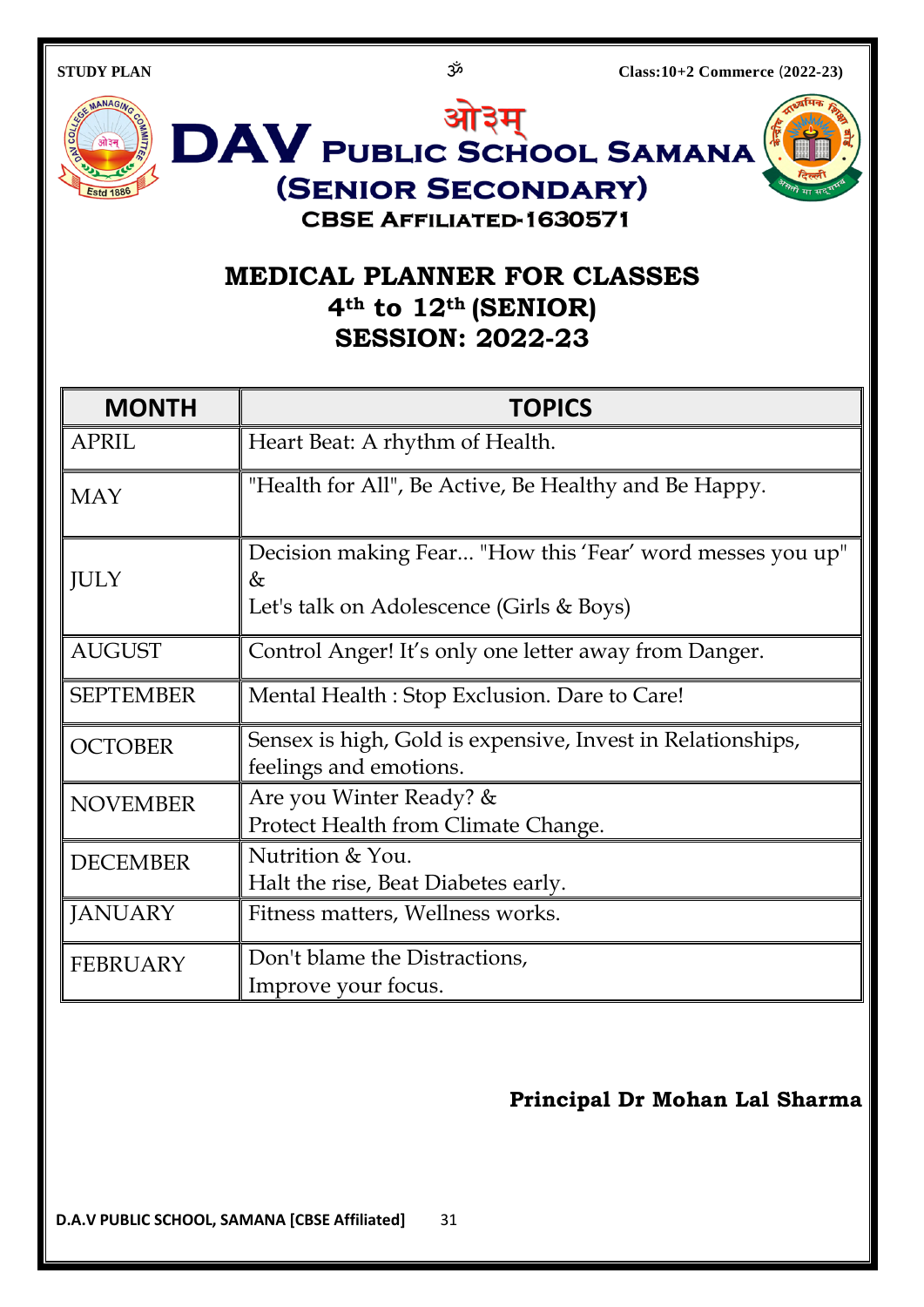# ओ३म्

# DAV PUBLIC SCHOOL SAMANA

## (SENIOR SECONDARY)

### CBSE AFFILIATED-1630571

## MEDICAL PLANNER FOR CLASSES 4th to 12th (SENIOR) SESSION: 2022-23

| MONTH | TOPICS |
|---|---|
| APRIL | Heart Beat: A rhythm of Health. |
| MAY | "Health for All", Be Active, Be Healthy and Be Happy. |
| JULY | Decision making Fear... "How this 'Fear' word messes you up" & Let's talk on Adolescence (Girls & Boys) |
| AUGUST | Control Anger! It's only one letter away from Danger. |
| SEPTEMBER | Mental Health : Stop Exclusion. Dare to Care! |
| OCTOBER | Sensex is high, Gold is expensive, Invest in Relationships, feelings and emotions. |
| NOVEMBER | Are you Winter Ready? & Protect Health from Climate Change. |
| DECEMBER | Nutrition & You. Halt the rise, Beat Diabetes early. |
| JANUARY | Fitness matters, Wellness works. |
| FEBRUARY | Don't blame the Distractions, Improve your focus. |

**Principal Dr Mohan Lal Sharma**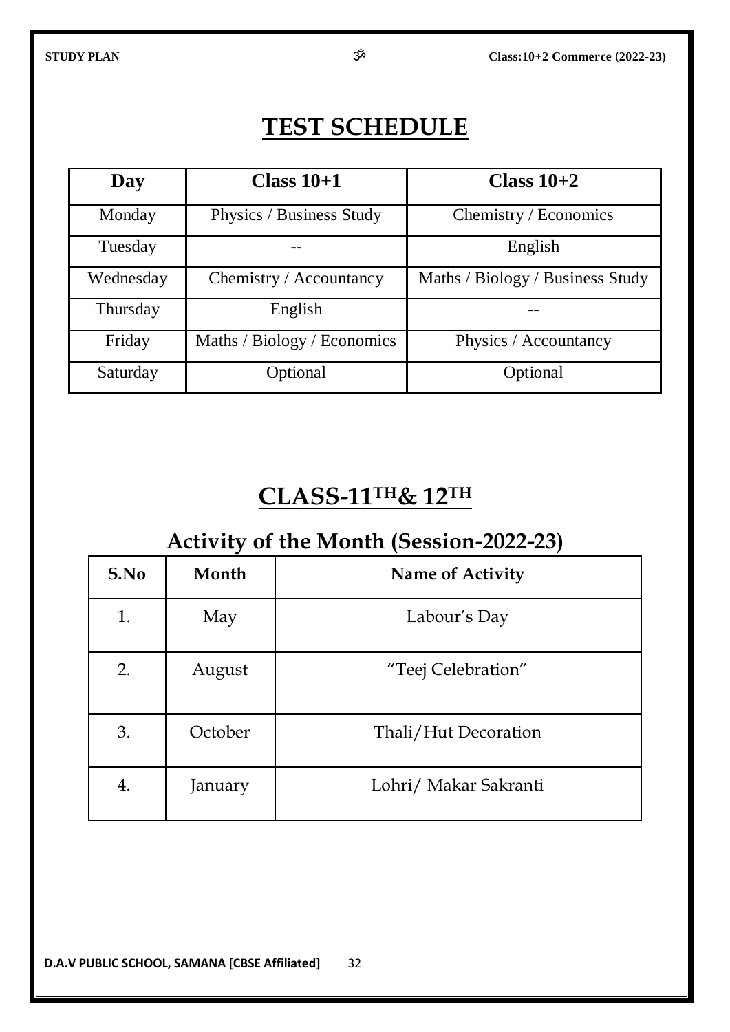# TEST SCHEDULE

| Day | Class 10+1 | Class 10+2 |
|---|---|---|
| Monday | Physics / Business Study | Chemistry / Economics |
| Tuesday | -- | English |
| Wednesday | Chemistry / Accountancy | Maths / Biology / Business Study |
| Thursday | English | -- |
| Friday | Maths / Biology / Economics | Physics / Accountancy |
| Saturday | Optional | Optional |

# CLASS-11TH& 12TH

## Activity of the Month (Session-2022-23)

| S.No | Month | Name of Activity |
|---|---|---|
| 1. | May | Labour's Day |
| 2. | August | "Teej Celebration" |
| 3. | October | Thali/Hut Decoration |
| 4. | January | Lohri/ Makar Sakranti |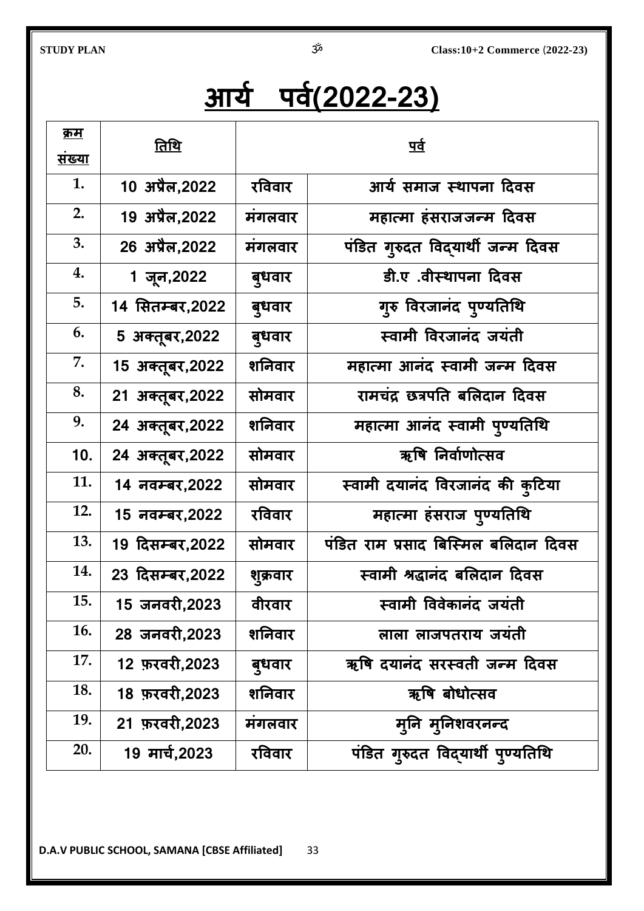# आर्य पर्व(2022-23)

| क्रम संख्या | तिथि | | पर्व |
|---|---|---|---|
| 1. | 10 अप्रैल,2022 | रविवार | आर्य समाज स्थापना दिवस |
| 2. | 19 अप्रैल,2022 | मंगलवार | महात्मा हंसराजजन्म दिवस |
| 3. | 26 अप्रैल,2022 | मंगलवार | पंडित गुरुदत विद्यार्थी जन्म दिवस |
| 4. | 1 जून,2022 | बुधवार | डी.ए .वीस्थापना दिवस |
| 5. | 14 सितम्बर,2022 | बुधवार | गुरु विरजानंद पुण्यतिथि |
| 6. | 5 अक्तूबर,2022 | बुधवार | स्वामी विरजानंद जयंती |
| 7. | 15 अक्तूबर,2022 | शनिवार | महात्मा आनंद स्वामी जन्म दिवस |
| 8. | 21 अक्तूबर,2022 | सोमवार | रामचंद्र छत्रपति बलिदान दिवस |
| 9. | 24 अक्तूबर,2022 | शनिवार | महात्मा आनंद स्वामी पुण्यतिथि |
| 10. | 24 अक्तूबर,2022 | सोमवार | ऋषि निर्वाणोत्सव |
| 11. | 14 नवम्बर,2022 | सोमवार | स्वामी दयानंद विरजानंद की कुटिया |
| 12. | 15 नवम्बर,2022 | रविवार | महात्मा हंसराज पुण्यतिथि |
| 13. | 19 दिसम्बर,2022 | सोमवार | पंडित राम प्रसाद बिस्मिल बलिदान दिवस |
| 14. | 23 दिसम्बर,2022 | शुक्रवार | स्वामी श्रद्धानंद बलिदान दिवस |
| 15. | 15 जनवरी,2023 | वीरवार | स्वामी विवेकानंद जयंती |
| 16. | 28 जनवरी,2023 | शनिवार | लाला लाजपतराय जयंती |
| 17. | 12 फ़रवरी,2023 | बुधवार | ऋषि दयानंद सरस्वती जन्म दिवस |
| 18. | 18 फ़रवरी,2023 | शनिवार | ऋषि बोधोत्सव |
| 19. | 21 फ़रवरी,2023 | मंगलवार | मुनि मुनिशवरनन्द |
| 20. | 19 मार्च,2023 | रविवार | पंडित गुरुदत विद्यार्थी पुण्यतिथि |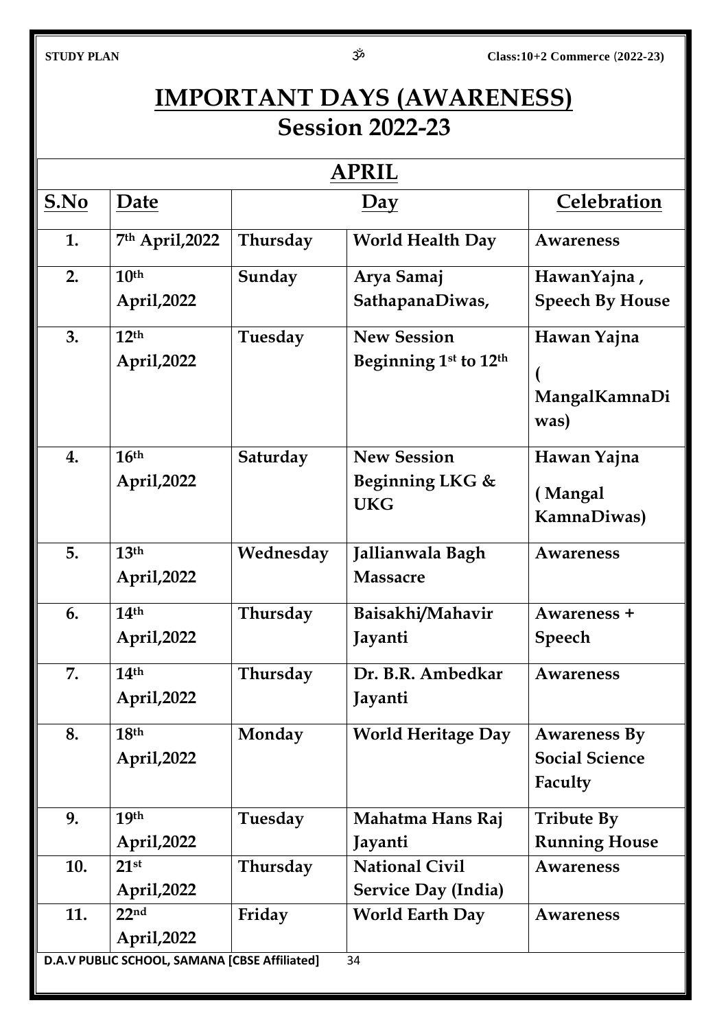# IMPORTANT DAYS (AWARENESS)

## Session 2022-23

| APRIL | | | | |
|---|---|---|---|---|
| **S.No** | **Date** | **Day** | | **Celebration** |
| 1. | 7th April,2022 | Thursday | World Health Day | Awareness |
| 2. | 10th April,2022 | Sunday | Arya Samaj SathapanaDiwas, | HawanYajna , Speech By House |
| 3. | 12th April,2022 | Tuesday | New Session Beginning 1st to 12th | Hawan Yajna ( MangalKamnaDiwas) |
| 4. | 16th April,2022 | Saturday | New Session Beginning LKG & UKG | Hawan Yajna ( Mangal KamnaDiwas) |
| 5. | 13th April,2022 | Wednesday | Jallianwala Bagh Massacre | Awareness |
| 6. | 14th April,2022 | Thursday | Baisakhi/Mahavir Jayanti | Awareness + Speech |
| 7. | 14th April,2022 | Thursday | Dr. B.R. Ambedkar Jayanti | Awareness |
| 8. | 18th April,2022 | Monday | World Heritage Day | Awareness By Social Science Faculty |
| 9. | 19th April,2022 | Tuesday | Mahatma Hans Raj Jayanti | Tribute By Running House |
| 10. | 21st April,2022 | Thursday | National Civil Service Day (India) | Awareness |
| 11. | 22nd April,2022 | Friday | World Earth Day | Awareness |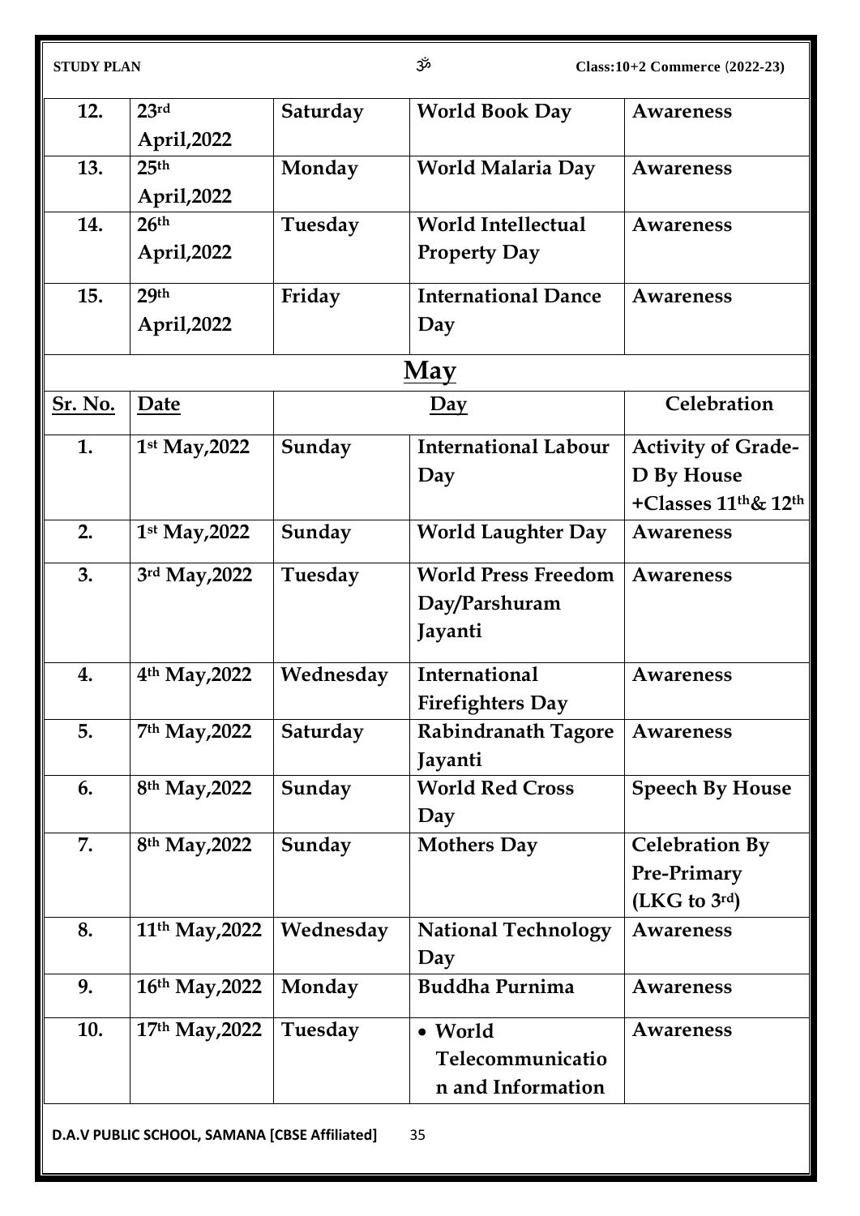| 12. | 23rd April,2022 | Saturday | World Book Day | Awareness |
|---|---|---|---|---|
| 13. | 25th April,2022 | Monday | World Malaria Day | Awareness |
| 14. | 26th April,2022 | Tuesday | World Intellectual Property Day | Awareness |
| 15. | 29th April,2022 | Friday | International Dance Day | Awareness |

## May

| Sr. No. | Date | Day | | Celebration |
|---|---|---|---|---|
| 1. | 1st May,2022 | Sunday | International Labour Day | Activity of Grade-D By House +Classes 11th& 12th |
| 2. | 1st May,2022 | Sunday | World Laughter Day | Awareness |
| 3. | 3rd May,2022 | Tuesday | World Press Freedom Day/Parshuram Jayanti | Awareness |
| 4. | 4th May,2022 | Wednesday | International Firefighters Day | Awareness |
| 5. | 7th May,2022 | Saturday | Rabindranath Tagore Jayanti | Awareness |
| 6. | 8th May,2022 | Sunday | World Red Cross Day | Speech By House |
| 7. | 8th May,2022 | Sunday | Mothers Day | Celebration By Pre-Primary (LKG to 3rd) |
| 8. | 11th May,2022 | Wednesday | National Technology Day | Awareness |
| 9. | 16th May,2022 | Monday | Buddha Purnima | Awareness |
| 10. | 17th May,2022 | Tuesday | • World Telecommunication and Information | Awareness |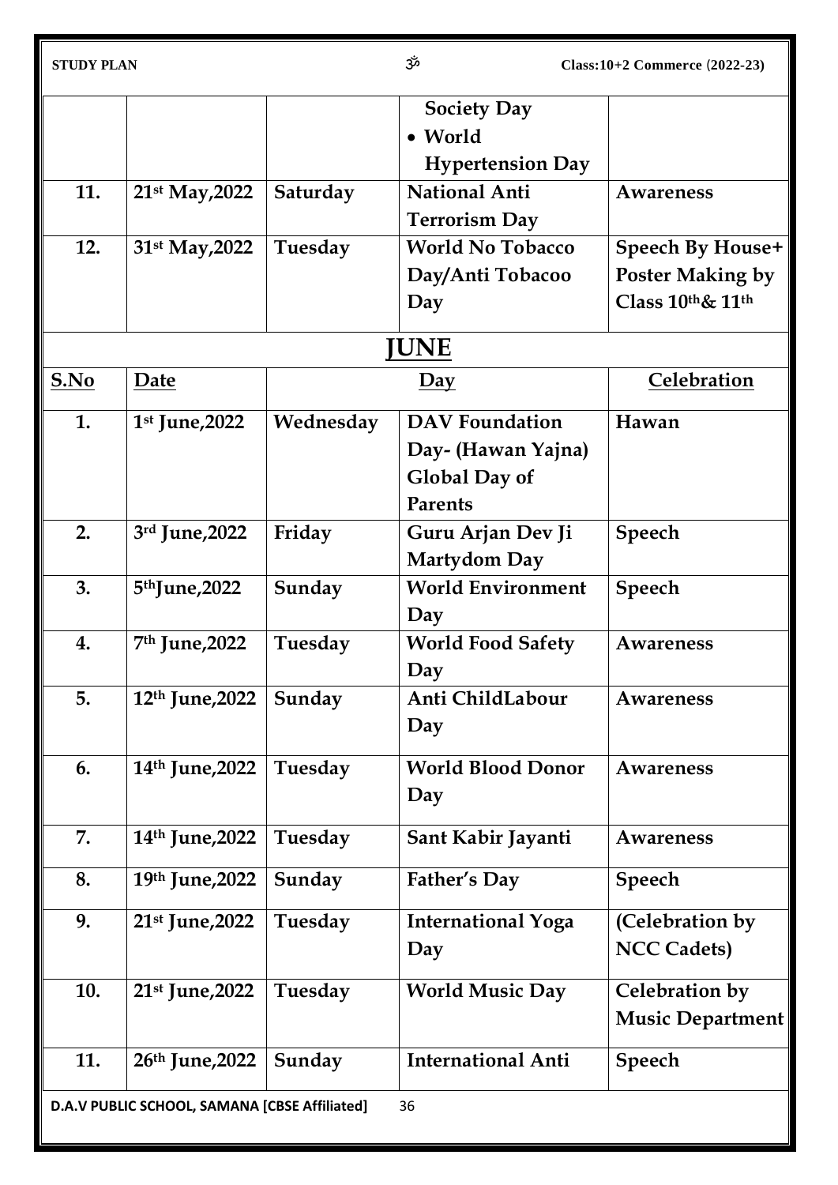| | | | | |
|---|---|---|---|---|
| | | | Society Day<br>• World Hypertension Day | |
| 11. | 21st May,2022 | Saturday | National Anti Terrorism Day | Awareness |
| 12. | 31st May,2022 | Tuesday | World No Tobacco Day/Anti Tobacoo Day | Speech By House+ Poster Making by Class 10th& 11th |

## JUNE

| S.No | Date | Day | | Celebration |
|---|---|---|---|---|
| 1. | 1st June,2022 | Wednesday | DAV Foundation Day- (Hawan Yajna) Global Day of Parents | Hawan |
| 2. | 3rd June,2022 | Friday | Guru Arjan Dev Ji Martydom Day | Speech |
| 3. | 5thJune,2022 | Sunday | World Environment Day | Speech |
| 4. | 7th June,2022 | Tuesday | World Food Safety Day | Awareness |
| 5. | 12th June,2022 | Sunday | Anti ChildLabour Day | Awareness |
| 6. | 14th June,2022 | Tuesday | World Blood Donor Day | Awareness |
| 7. | 14th June,2022 | Tuesday | Sant Kabir Jayanti | Awareness |
| 8. | 19th June,2022 | Sunday | Father's Day | Speech |
| 9. | 21st June,2022 | Tuesday | International Yoga Day | (Celebration by NCC Cadets) |
| 10. | 21st June,2022 | Tuesday | World Music Day | Celebration by Music Department |
| 11. | 26th June,2022 | Sunday | International Anti | Speech |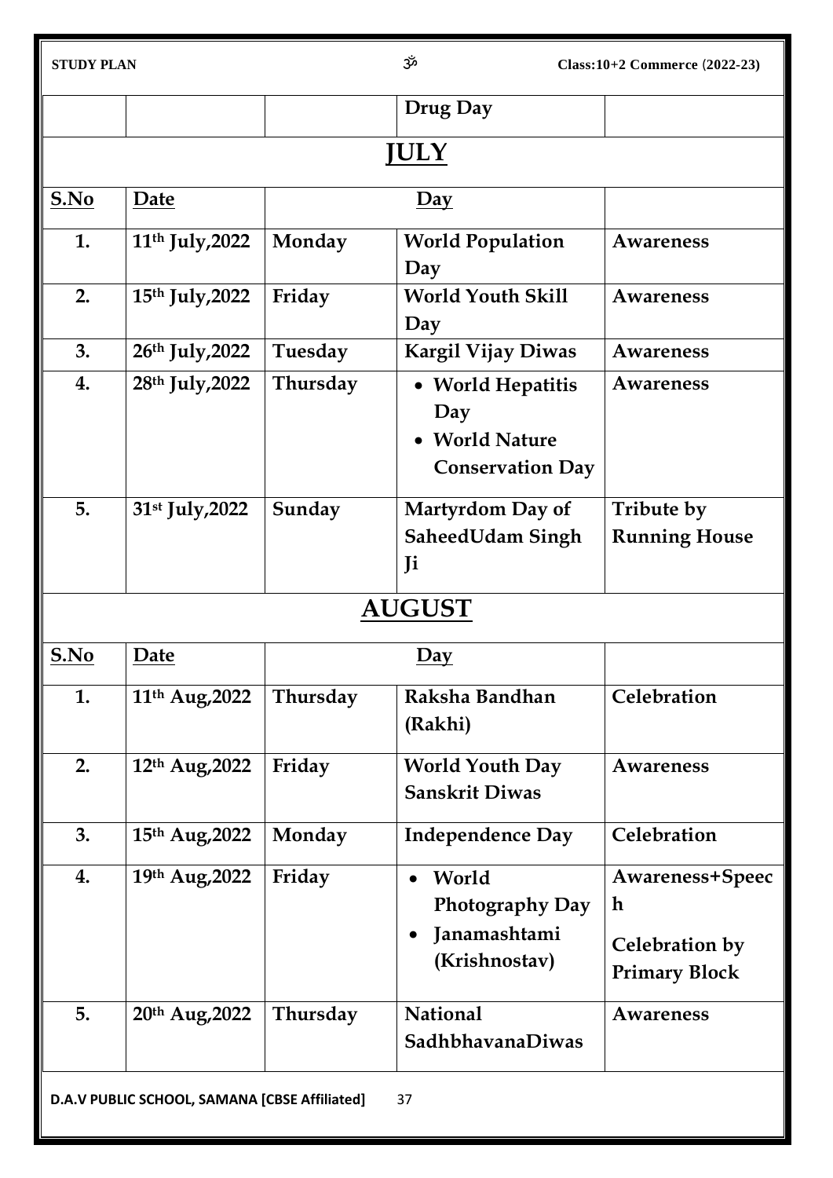| | | | Drug Day | |
|---|---|---|---|---|

## JULY

| S.No | Date | Day | | |
|---|---|---|---|---|
| 1. | 11th July,2022 | Monday | World Population Day | Awareness |
| 2. | 15th July,2022 | Friday | World Youth Skill Day | Awareness |
| 3. | 26th July,2022 | Tuesday | Kargil Vijay Diwas | Awareness |
| 4. | 28th July,2022 | Thursday | • World Hepatitis Day<br>• World Nature Conservation Day | Awareness |
| 5. | 31st July,2022 | Sunday | Martyrdom Day of SaheedUdam Singh Ji | Tribute by Running House |

## AUGUST

| S.No | Date | Day | | |
|---|---|---|---|---|
| 1. | 11th Aug,2022 | Thursday | Raksha Bandhan (Rakhi) | Celebration |
| 2. | 12th Aug,2022 | Friday | World Youth Day Sanskrit Diwas | Awareness |
| 3. | 15th Aug,2022 | Monday | Independence Day | Celebration |
| 4. | 19th Aug,2022 | Friday | • World Photography Day<br>• Janamashtami (Krishnostav) | Awareness+Speech<br>Celebration by Primary Block |
| 5. | 20th Aug,2022 | Thursday | National SadhbhavanaDiwas | Awareness |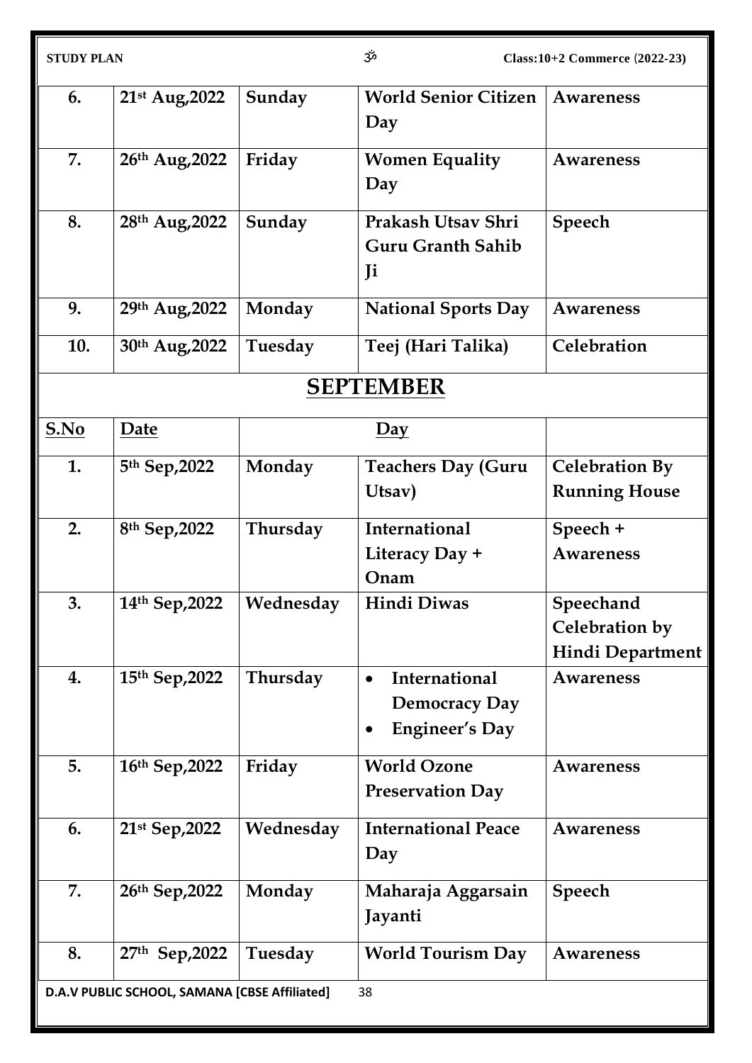| | | | | |
|---|---|---|---|---|
| **6.** | **21st Aug,2022** | **Sunday** | **World Senior Citizen Day** | **Awareness** |
| **7.** | **26th Aug,2022** | **Friday** | **Women Equality Day** | **Awareness** |
| **8.** | **28th Aug,2022** | **Sunday** | **Prakash Utsav Shri Guru Granth Sahib Ji** | **Speech** |
| **9.** | **29th Aug,2022** | **Monday** | **National Sports Day** | **Awareness** |
| **10.** | **30th Aug,2022** | **Tuesday** | **Teej (Hari Talika)** | **Celebration** |

## SEPTEMBER

| S.No | Date | Day | | |
|---|---|---|---|---|
| **1.** | **5th Sep,2022** | **Monday** | **Teachers Day (Guru Utsav)** | **Celebration By Running House** |
| **2.** | **8th Sep,2022** | **Thursday** | **International Literacy Day + Onam** | **Speech + Awareness** |
| **3.** | **14th Sep,2022** | **Wednesday** | **Hindi Diwas** | **Speechand Celebration by Hindi Department** |
| **4.** | **15th Sep,2022** | **Thursday** | • **International Democracy Day** • **Engineer's Day** | **Awareness** |
| **5.** | **16th Sep,2022** | **Friday** | **World Ozone Preservation Day** | **Awareness** |
| **6.** | **21st Sep,2022** | **Wednesday** | **International Peace Day** | **Awareness** |
| **7.** | **26th Sep,2022** | **Monday** | **Maharaja Aggarsain Jayanti** | **Speech** |
| **8.** | **27th Sep,2022** | **Tuesday** | **World Tourism Day** | **Awareness** |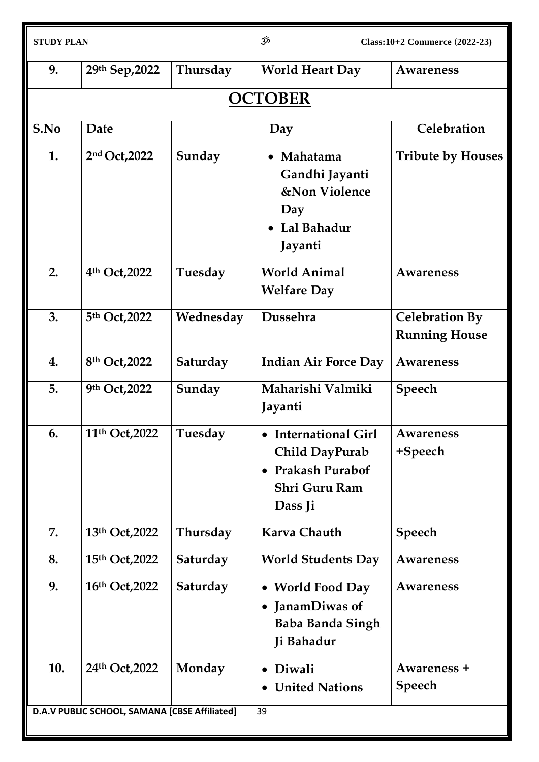| 9. | 29th Sep,2022 | Thursday | World Heart Day | Awareness |
|---|---|---|---|---|

## OCTOBER

| S.No | Date | Day | | Celebration |
|---|---|---|---|---|
| 1. | 2nd Oct,2022 | Sunday | • Mahatama Gandhi Jayanti &Non Violence Day<br>• Lal Bahadur Jayanti | Tribute by Houses |
| 2. | 4th Oct,2022 | Tuesday | World Animal Welfare Day | Awareness |
| 3. | 5th Oct,2022 | Wednesday | Dussehra | Celebration By Running House |
| 4. | 8th Oct,2022 | Saturday | Indian Air Force Day | Awareness |
| 5. | 9th Oct,2022 | Sunday | Maharishi Valmiki Jayanti | Speech |
| 6. | 11th Oct,2022 | Tuesday | • International Girl Child DayPurab<br>• Prakash Purabof Shri Guru Ram Dass Ji | Awareness +Speech |
| 7. | 13th Oct,2022 | Thursday | Karva Chauth | Speech |
| 8. | 15th Oct,2022 | Saturday | World Students Day | Awareness |
| 9. | 16th Oct,2022 | Saturday | • World Food Day<br>• JanamDiwas of Baba Banda Singh Ji Bahadur | Awareness |
| 10. | 24th Oct,2022 | Monday | • Diwali<br>• United Nations | Awareness + Speech |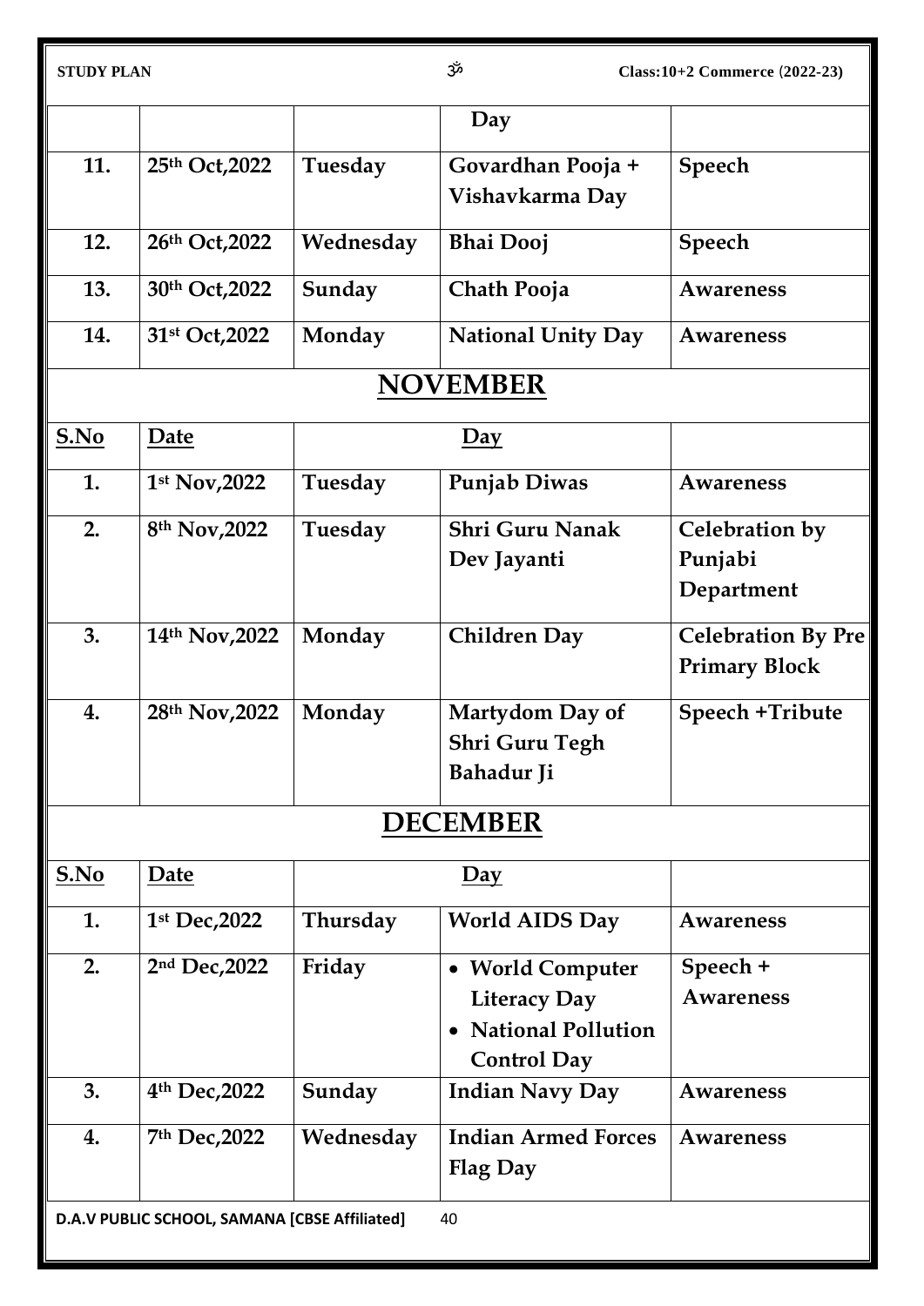| | | | Day | |
|---|---|---|---|---|
| 11. | 25th Oct,2022 | Tuesday | Govardhan Pooja + Vishavkarma Day | Speech |
| 12. | 26th Oct,2022 | Wednesday | Bhai Dooj | Speech |
| 13. | 30th Oct,2022 | Sunday | Chath Pooja | Awareness |
| 14. | 31st Oct,2022 | Monday | National Unity Day | Awareness |

## NOVEMBER

| S.No | Date | Day | | |
|---|---|---|---|---|
| 1. | 1st Nov,2022 | Tuesday | Punjab Diwas | Awareness |
| 2. | 8th Nov,2022 | Tuesday | Shri Guru Nanak Dev Jayanti | Celebration by Punjabi Department |
| 3. | 14th Nov,2022 | Monday | Children Day | Celebration By Pre Primary Block |
| 4. | 28th Nov,2022 | Monday | Martydom Day of Shri Guru Tegh Bahadur Ji | Speech +Tribute |

## DECEMBER

| S.No | Date | Day | | |
|---|---|---|---|---|
| 1. | 1st Dec,2022 | Thursday | World AIDS Day | Awareness |
| 2. | 2nd Dec,2022 | Friday | • World Computer Literacy Day<br>• National Pollution Control Day | Speech + Awareness |
| 3. | 4th Dec,2022 | Sunday | Indian Navy Day | Awareness |
| 4. | 7th Dec,2022 | Wednesday | Indian Armed Forces Flag Day | Awareness |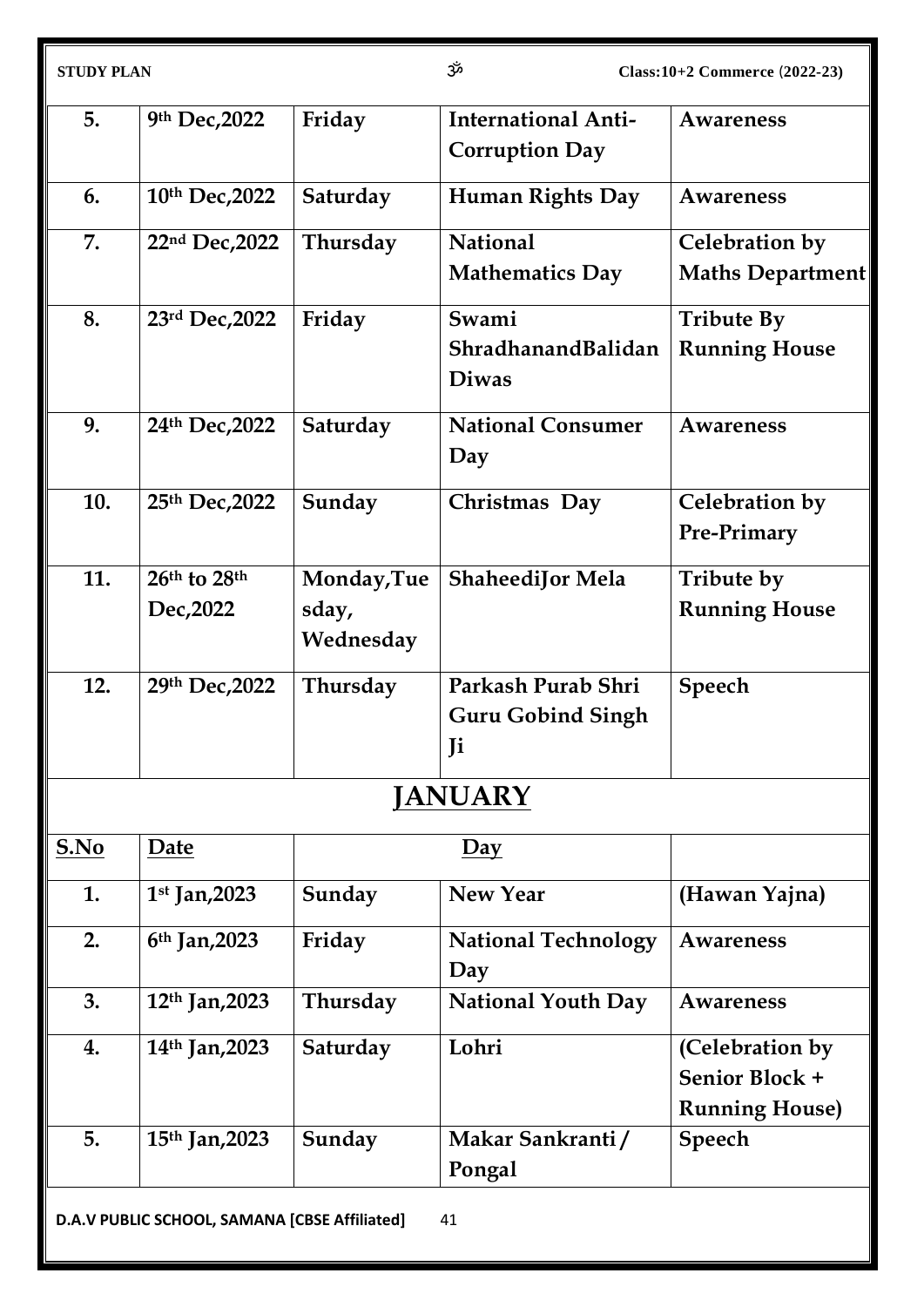| 5. | 9th Dec,2022 | Friday | International Anti-Corruption Day | Awareness |
|---|---|---|---|---|
| 6. | 10th Dec,2022 | Saturday | Human Rights Day | Awareness |
| 7. | 22nd Dec,2022 | Thursday | National Mathematics Day | Celebration by Maths Department |
| 8. | 23rd Dec,2022 | Friday | Swami ShradhanandBalidan Diwas | Tribute By Running House |
| 9. | 24th Dec,2022 | Saturday | National Consumer Day | Awareness |
| 10. | 25th Dec,2022 | Sunday | Christmas Day | Celebration by Pre-Primary |
| 11. | 26th to 28th Dec,2022 | Monday,Tuesday, Wednesday | ShaheediJor Mela | Tribute by Running House |
| 12. | 29th Dec,2022 | Thursday | Parkash Purab Shri Guru Gobind Singh Ji | Speech |

## JANUARY

| S.No | Date | Day | | |
|---|---|---|---|---|
| 1. | 1st Jan,2023 | Sunday | New Year | (Hawan Yajna) |
| 2. | 6th Jan,2023 | Friday | National Technology Day | Awareness |
| 3. | 12th Jan,2023 | Thursday | National Youth Day | Awareness |
| 4. | 14th Jan,2023 | Saturday | Lohri | (Celebration by Senior Block + Running House) |
| 5. | 15th Jan,2023 | Sunday | Makar Sankranti / Pongal | Speech |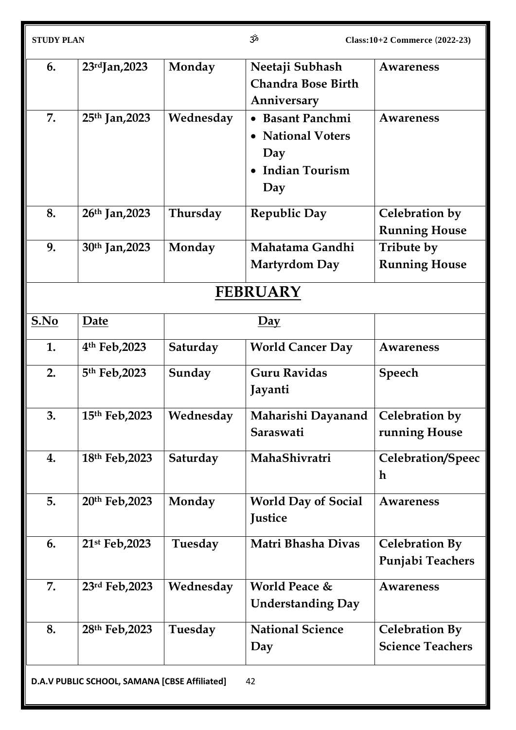| | | | | |
|---|---|---|---|---|
| **6.** | **23rd Jan,2023** | **Monday** | **Neetaji Subhash Chandra Bose Birth Anniversary** | **Awareness** |
| **7.** | **25th Jan,2023** | **Wednesday** | • **Basant Panchmi**<br>• **National Voters Day**<br>• **Indian Tourism Day** | **Awareness** |
| **8.** | **26th Jan,2023** | **Thursday** | **Republic Day** | **Celebration by Running House** |
| **9.** | **30th Jan,2023** | **Monday** | **Mahatama Gandhi Martyrdom Day** | **Tribute by Running House** |

## FEBRUARY

| **S.No** | **Date** | **Day** | | |
|---|---|---|---|---|
| **1.** | **4th Feb,2023** | **Saturday** | **World Cancer Day** | **Awareness** |
| **2.** | **5th Feb,2023** | **Sunday** | **Guru Ravidas Jayanti** | **Speech** |
| **3.** | **15th Feb,2023** | **Wednesday** | **Maharishi Dayanand Saraswati** | **Celebration by running House** |
| **4.** | **18th Feb,2023** | **Saturday** | **MahaShivratri** | **Celebration/Speech** |
| **5.** | **20th Feb,2023** | **Monday** | **World Day of Social Justice** | **Awareness** |
| **6.** | **21st Feb,2023** | **Tuesday** | **Matri Bhasha Divas** | **Celebration By Punjabi Teachers** |
| **7.** | **23rd Feb,2023** | **Wednesday** | **World Peace & Understanding Day** | **Awareness** |
| **8.** | **28th Feb,2023** | **Tuesday** | **National Science Day** | **Celebration By Science Teachers** |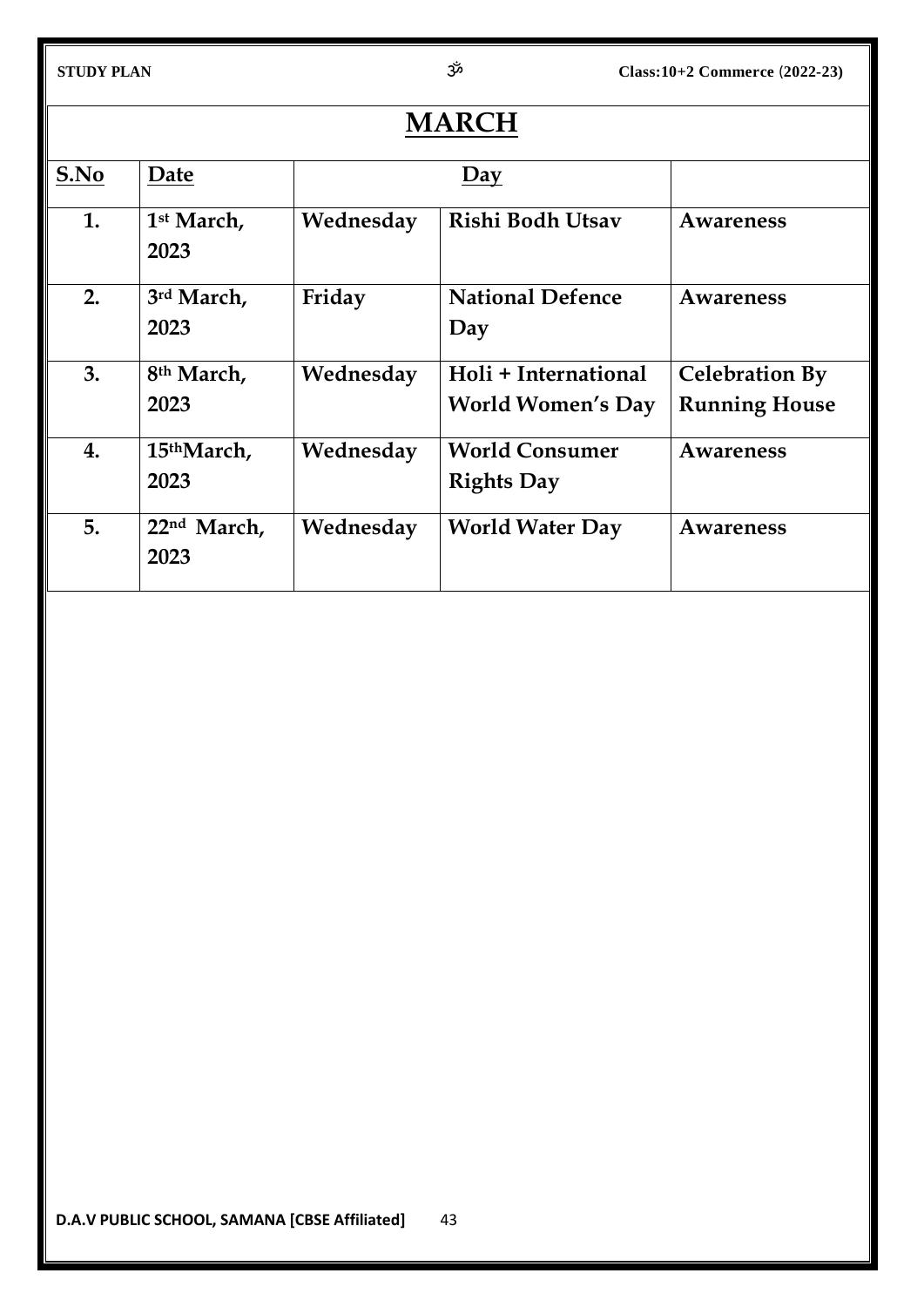# MARCH

| S.No | Date | Day | | |
|---|---|---|---|---|
| 1. | 1st March, 2023 | Wednesday | Rishi Bodh Utsav | Awareness |
| 2. | 3rd March, 2023 | Friday | National Defence Day | Awareness |
| 3. | 8th March, 2023 | Wednesday | Holi + International World Women's Day | Celebration By Running House |
| 4. | 15thMarch, 2023 | Wednesday | World Consumer Rights Day | Awareness |
| 5. | 22nd March, 2023 | Wednesday | World Water Day | Awareness |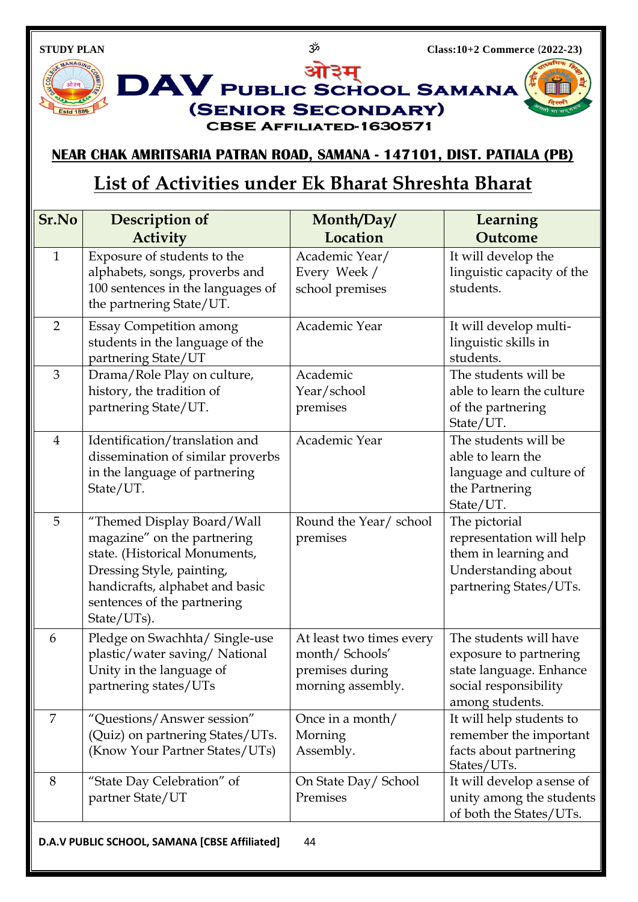# DAV PUBLIC SCHOOL SAMANA (SENIOR SECONDARY)

ओ३म्

CBSE AFFILIATED-1630571

**NEAR CHAK AMRITSARIA PATRAN ROAD, SAMANA - 147101, DIST. PATIALA (PB)**

## List of Activities under Ek Bharat Shreshta Bharat

| Sr.No | Description of Activity | Month/Day/ Location | Learning Outcome |
|---|---|---|---|
| 1 | Exposure of students to the alphabets, songs, proverbs and 100 sentences in the languages of the partnering State/UT. | Academic Year/ Every Week / school premises | It will develop the linguistic capacity of the students. |
| 2 | Essay Competition among students in the language of the partnering State/UT | Academic Year | It will develop multi-linguistic skills in students. |
| 3 | Drama/Role Play on culture, history, the tradition of partnering State/UT. | Academic Year/school premises | The students will be able to learn the culture of the partnering State/UT. |
| 4 | Identification/translation and dissemination of similar proverbs in the language of partnering State/UT. | Academic Year | The students will be able to learn the language and culture of the Partnering State/UT. |
| 5 | "Themed Display Board/Wall magazine" on the partnering state. (Historical Monuments, Dressing Style, painting, handicrafts, alphabet and basic sentences of the partnering State/UTs). | Round the Year/ school premises | The pictorial representation will help them in learning and Understanding about partnering States/UTs. |
| 6 | Pledge on Swachhta/ Single-use plastic/water saving/ National Unity in the language of partnering states/UTs | At least two times every month/ Schools' premises during morning assembly. | The students will have exposure to partnering state language. Enhance social responsibility among students. |
| 7 | "Questions/Answer session" (Quiz) on partnering States/UTs. (Know Your Partner States/UTs) | Once in a month/ Morning Assembly. | It will help students to remember the important facts about partnering States/UTs. |
| 8 | "State Day Celebration" of partner State/UT | On State Day/ School Premises | It will develop a sense of unity among the students of both the States/UTs. |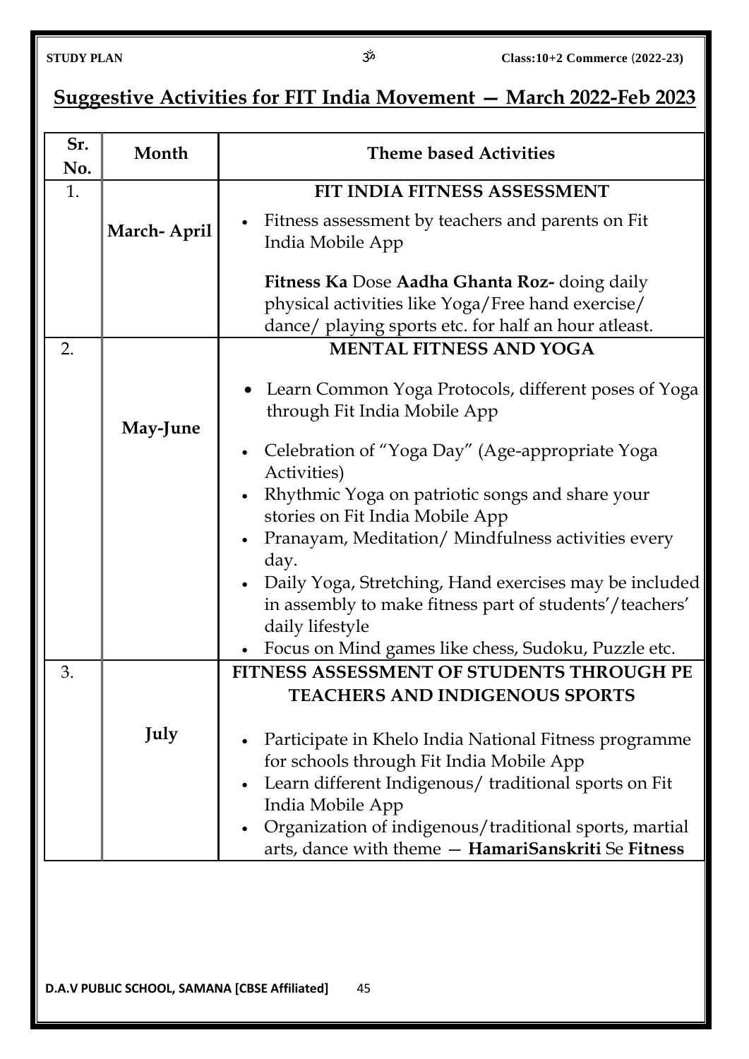## Suggestive Activities for FIT India Movement — March 2022-Feb 2023

| Sr. No. | Month | Theme based Activities |
|---|---|---|
| 1. | **March- April** | **FIT INDIA FITNESS ASSESSMENT**<br>• Fitness assessment by teachers and parents on Fit India Mobile App<br>**Fitness Ka** Dose **Aadha Ghanta Roz-** doing daily physical activities like Yoga/Free hand exercise/ dance/ playing sports etc. for half an hour atleast. |
| 2. | **May-June** | **MENTAL FITNESS AND YOGA**<br>• Learn Common Yoga Protocols, different poses of Yoga through Fit India Mobile App<br>• Celebration of "Yoga Day" (Age-appropriate Yoga Activities)<br>• Rhythmic Yoga on patriotic songs and share your stories on Fit India Mobile App<br>• Pranayam, Meditation/ Mindfulness activities every day.<br>• Daily Yoga, Stretching, Hand exercises may be included in assembly to make fitness part of students'/teachers' daily lifestyle<br>• Focus on Mind games like chess, Sudoku, Puzzle etc. |
| 3. | **July** | **FITNESS ASSESSMENT OF STUDENTS THROUGH PE TEACHERS AND INDIGENOUS SPORTS**<br>• Participate in Khelo India National Fitness programme for schools through Fit India Mobile App<br>• Learn different Indigenous/ traditional sports on Fit India Mobile App<br>• Organization of indigenous/traditional sports, martial arts, dance with theme — **HamariSanskriti** Se **Fitness** |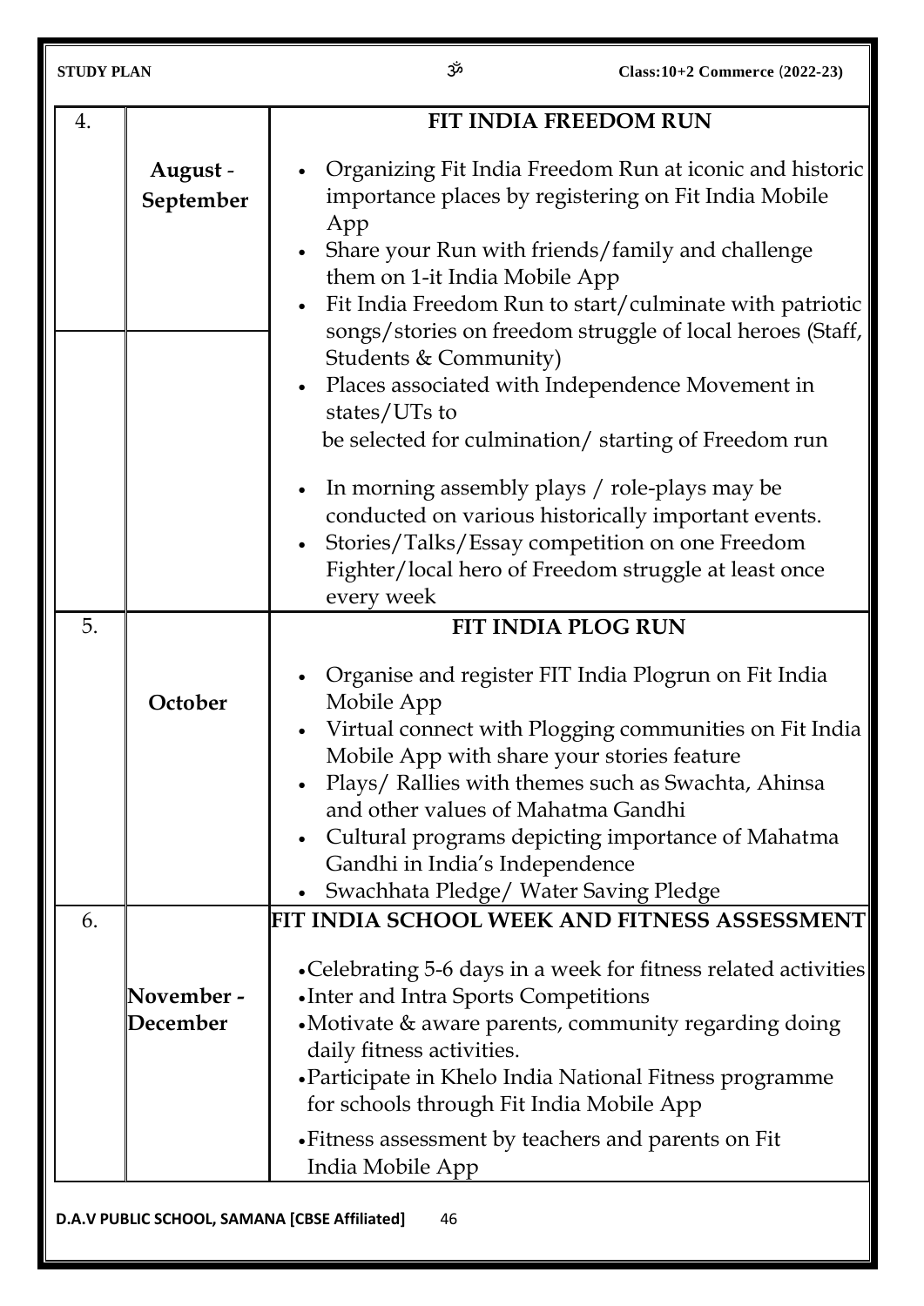| | | |
|---|---|---|
| 4. | **August - September** | **FIT INDIA FREEDOM RUN**<br>• Organizing Fit India Freedom Run at iconic and historic importance places by registering on Fit India Mobile App<br>• Share your Run with friends/family and challenge them on 1-it India Mobile App<br>• Fit India Freedom Run to start/culminate with patriotic songs/stories on freedom struggle of local heroes (Staff, Students & Community)<br>• Places associated with Independence Movement in states/UTs to be selected for culmination/ starting of Freedom run<br>• In morning assembly plays / role-plays may be conducted on various historically important events.<br>• Stories/Talks/Essay competition on one Freedom Fighter/local hero of Freedom struggle at least once every week |
| 5. | **October** | **FIT INDIA PLOG RUN**<br>• Organise and register FIT India Plogrun on Fit India Mobile App<br>• Virtual connect with Plogging communities on Fit India Mobile App with share your stories feature<br>• Plays/ Rallies with themes such as Swachta, Ahinsa and other values of Mahatma Gandhi<br>• Cultural programs depicting importance of Mahatma Gandhi in India's Independence<br>• Swachhata Pledge/ Water Saving Pledge |
| 6. | **November - December** | **FIT INDIA SCHOOL WEEK AND FITNESS ASSESSMENT**<br>• Celebrating 5-6 days in a week for fitness related activities<br>• Inter and Intra Sports Competitions<br>• Motivate & aware parents, community regarding doing daily fitness activities.<br>• Participate in Khelo India National Fitness programme for schools through Fit India Mobile App<br>• Fitness assessment by teachers and parents on Fit India Mobile App |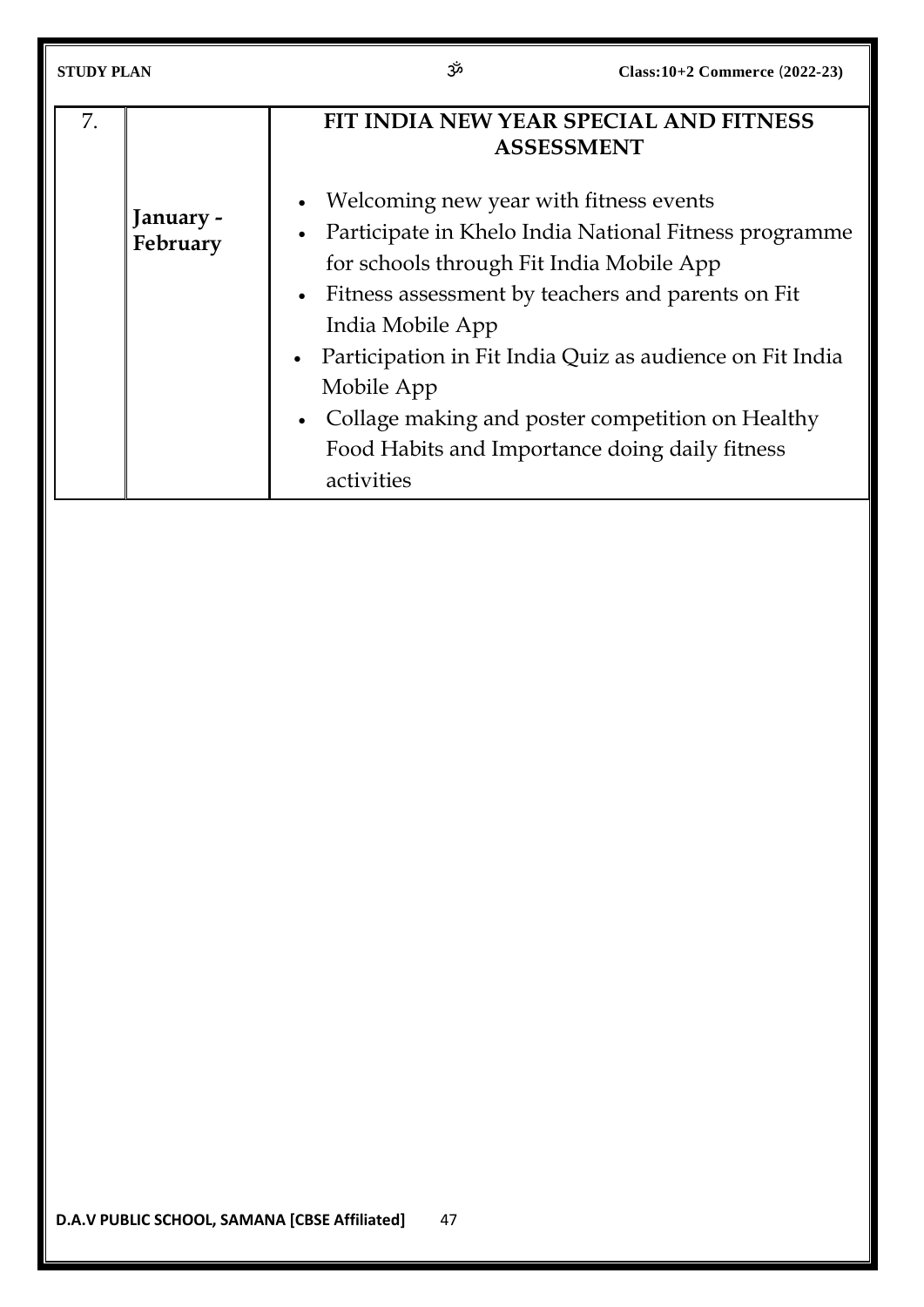| 7. | January - February | **FIT INDIA NEW YEAR SPECIAL AND FITNESS ASSESSMENT**<br><br>• Welcoming new year with fitness events<br>• Participate in Khelo India National Fitness programme for schools through Fit India Mobile App<br>• Fitness assessment by teachers and parents on Fit India Mobile App<br>• Participation in Fit India Quiz as audience on Fit India Mobile App<br>• Collage making and poster competition on Healthy Food Habits and Importance doing daily fitness activities |
|---|---|---|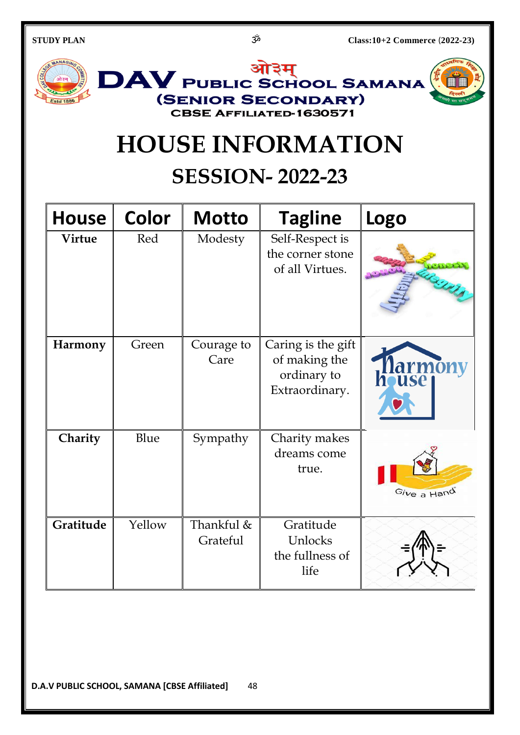# DAV PUBLIC SCHOOL SAMANA

## (SENIOR SECONDARY)

### CBSE AFFILIATED-1630571

# HOUSE INFORMATION

## SESSION- 2022-23

| House | Color | Motto | Tagline | Logo |
|---|---|---|---|---|
| **Virtue** | Red | Modesty | Self-Respect is the corner stone of all Virtues. | |
| **Harmony** | Green | Courage to Care | Caring is the gift of making the ordinary to Extraordinary. | |
| **Charity** | Blue | Sympathy | Charity makes dreams come true. | |
| **Gratitude** | Yellow | Thankful & Grateful | Gratitude Unlocks the fullness of life | |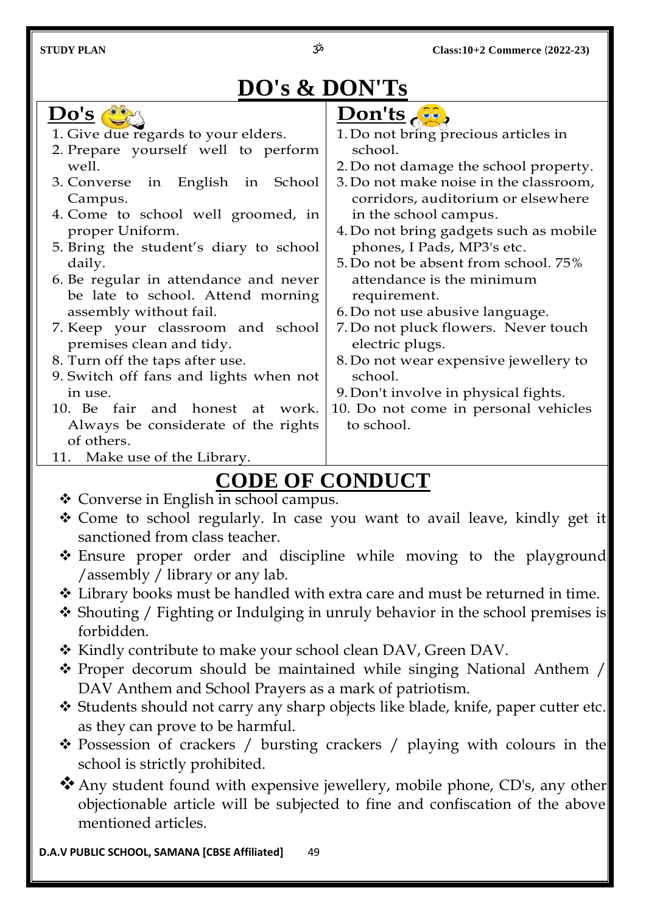# DO's & DON'Ts

## Do's

1. Give due regards to your elders.
2. Prepare yourself well to perform well.
3. Converse in English in School Campus.
4. Come to school well groomed, in proper Uniform.
5. Bring the student's diary to school daily.
6. Be regular in attendance and never be late to school. Attend morning assembly without fail.
7. Keep your classroom and school premises clean and tidy.
8. Turn off the taps after use.
9. Switch off fans and lights when not in use.
10. Be fair and honest at work. Always be considerate of the rights of others.
11. Make use of the Library.

## Don'ts

1. Do not bring precious articles in school.
2. Do not damage the school property.
3. Do not make noise in the classroom, corridors, auditorium or elsewhere in the school campus.
4. Do not bring gadgets such as mobile phones, I Pads, MP3's etc.
5. Do not be absent from school. 75% attendance is the minimum requirement.
6. Do not use abusive language.
7. Do not pluck flowers. Never touch electric plugs.
8. Do not wear expensive jewellery to school.
9. Don't involve in physical fights.
10. Do not come in personal vehicles to school.

# CODE OF CONDUCT

- Converse in English in school campus.
- Come to school regularly. In case you want to avail leave, kindly get it sanctioned from class teacher.
- Ensure proper order and discipline while moving to the playground /assembly / library or any lab.
- Library books must be handled with extra care and must be returned in time.
- Shouting / Fighting or Indulging in unruly behavior in the school premises is forbidden.
- Kindly contribute to make your school clean DAV, Green DAV.
- Proper decorum should be maintained while singing National Anthem / DAV Anthem and School Prayers as a mark of patriotism.
- Students should not carry any sharp objects like blade, knife, paper cutter etc. as they can prove to be harmful.
- Possession of crackers / bursting crackers / playing with colours in the school is strictly prohibited.
- Any student found with expensive jewellery, mobile phone, CD's, any other objectionable article will be subjected to fine and confiscation of the above mentioned articles.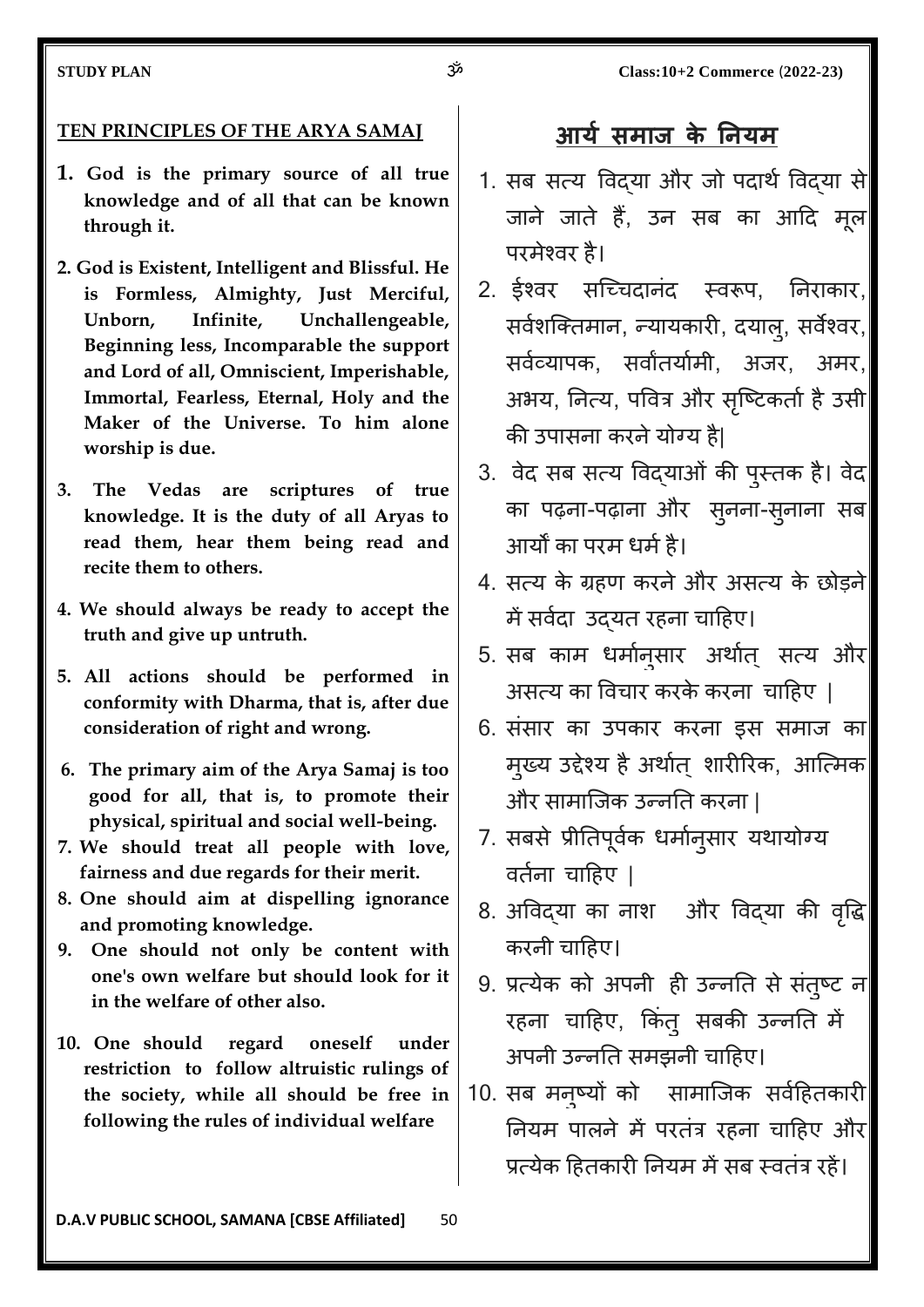## TEN PRINCIPLES OF THE ARYA SAMAJ

1. **God is the primary source of all true knowledge and of all that can be known through it.**
2. **God is Existent, Intelligent and Blissful. He is Formless, Almighty, Just Merciful, Unborn, Infinite, Unchallengeable, Beginning less, Incomparable the support and Lord of all, Omniscient, Imperishable, Immortal, Fearless, Eternal, Holy and the Maker of the Universe. To him alone worship is due.**
3. **The Vedas are scriptures of true knowledge. It is the duty of all Aryas to read them, hear them being read and recite them to others.**
4. **We should always be ready to accept the truth and give up untruth.**
5. **All actions should be performed in conformity with Dharma, that is, after due consideration of right and wrong.**
6. **The primary aim of the Arya Samaj is too good for all, that is, to promote their physical, spiritual and social well-being.**
7. **We should treat all people with love, fairness and due regards for their merit.**
8. **One should aim at dispelling ignorance and promoting knowledge.**
9. **One should not only be content with one's own welfare but should look for it in the welfare of other also.**
10. **One should regard oneself under restriction to follow altruistic rulings of the society, while all should be free in following the rules of individual welfare**

## आर्य समाज के नियम

1. सब सत्य विद्या और जो पदार्थ विद्या से जाने जाते हैं, उन सब का आदि मूल परमेश्वर है।
2. ईश्वर सच्चिदानंद स्वरूप, निराकार, सर्वशक्तिमान, न्यायकारी, दयालु, सर्वेश्वर, सर्वव्यापक, सर्वांतर्यामी, अजर, अमर, अभय, नित्य, पवित्र और सृष्टिकर्ता है उसी की उपासना करने योग्य है|
3. वेद सब सत्य विद्याओं की पुस्तक है। वेद का पढ़ना-पढ़ाना और सुनना-सुनाना सब आर्यों का परम धर्म है।
4. सत्य के ग्रहण करने और असत्य के छोड़ने में सर्वदा उद्यत रहना चाहिए।
5. सब काम धर्मानुसार अर्थात् सत्य और असत्य का विचार करके करना चाहिए |
6. संसार का उपकार करना इस समाज का मुख्य उद्देश्य है अर्थात् शारीरिक, आत्मिक और सामाजिक उन्नति करना |
7. सबसे प्रीतिपूर्वक धर्मानुसार यथायोग्य वर्तना चाहिए |
8. अविद्या का नाश और विद्या की वृद्धि करनी चाहिए।
9. प्रत्येक को अपनी ही उन्नति से संतुष्ट न रहना चाहिए, किंतु सबकी उन्नति में अपनी उन्नति समझनी चाहिए।
10. सब मनुष्यों को सामाजिक सर्वहितकारी नियम पालने में परतंत्र रहना चाहिए और प्रत्येक हितकारी नियम में सब स्वतंत्र रहें।